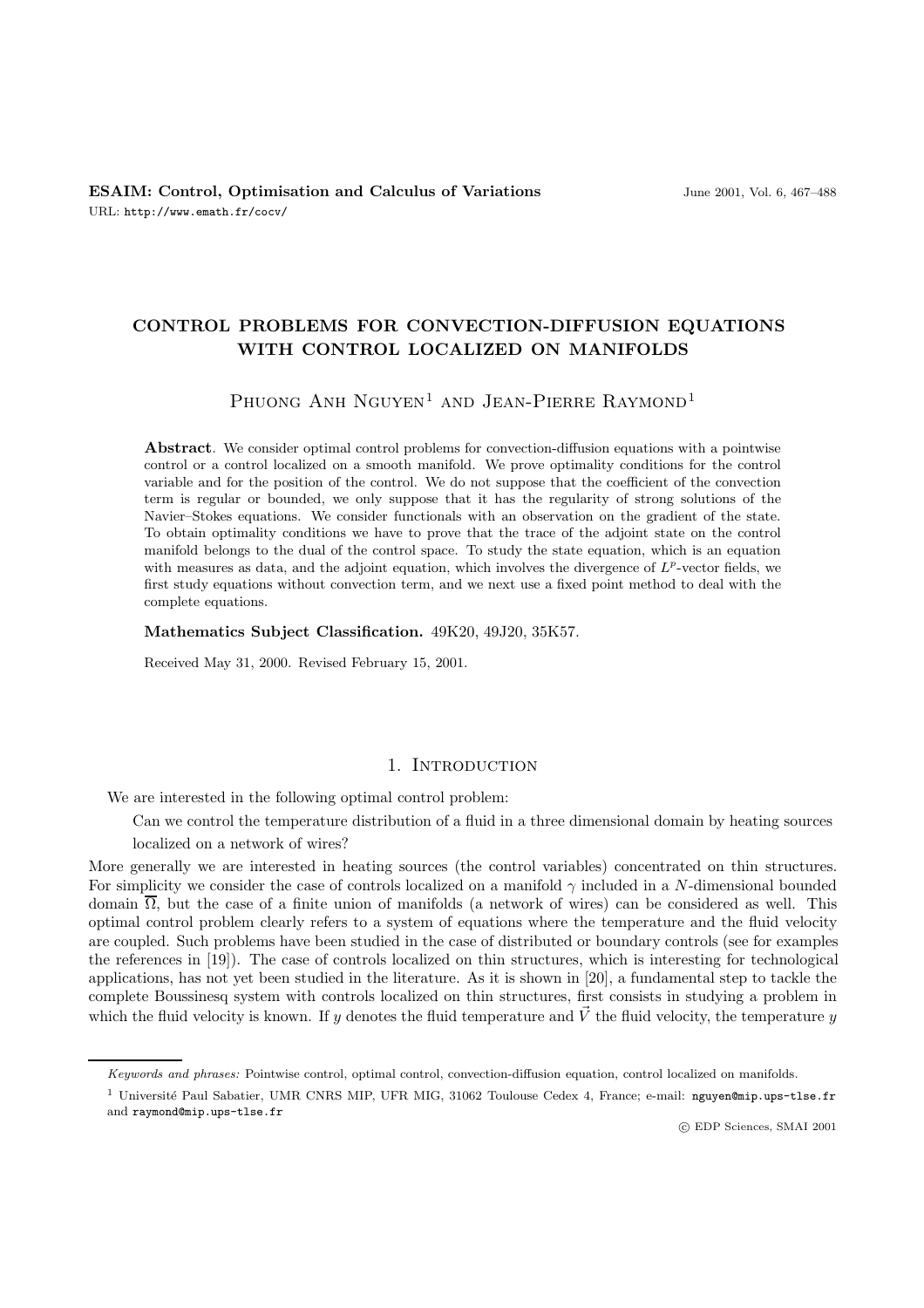# CONTROL PROBLEMS FOR CONVECTION-DIFFUSION EQUATIONS WITH CONTROL LOCALIZED ON MANIFOLDS

Phuong Anh Nguyen[1] and Jean-Pierre Raymond[1]

**Abstract**. We consider optimal control problems for convection-diffusion equations with a pointwise control or a control localized on a smooth manifold. We prove optimality conditions for the control variable and for the position of the control. We do not suppose that the coefficient of the convection term is regular or bounded, we only suppose that it has the regularity of strong solutions of the Navier–Stokes equations. We consider functionals with an observation on the gradient of the state. To obtain optimality conditions we have to prove that the trace of the adjoint state on the control manifold belongs to the dual of the control space. To study the state equation, which is an equation with measures as data, and the adjoint equation, which involves the divergence of $L^p$-vector fields, we first study equations without convection term, and we next use a fixed point method to deal with the complete equations.

**Mathematics Subject Classification.** 49K20, 49J20, 35K57.

Received May 31, 2000. Revised February 15, 2001.

## 1. Introduction

We are interested in the following optimal control problem:

Can we control the temperature distribution of a fluid in a three dimensional domain by heating sources localized on a network of wires?

More generally we are interested in heating sources (the control variables) concentrated on thin structures. For simplicity we consider the case of controls localized on a manifold $\gamma$ included in a $N$-dimensional bounded domain $\overline{\Omega}$, but the case of a finite union of manifolds (a network of wires) can be considered as well. This optimal control problem clearly refers to a system of equations where the temperature and the fluid velocity are coupled. Such problems have been studied in the case of distributed or boundary controls (see for examples the references in [19]). The case of controls localized on thin structures, which is interesting for technological applications, has not yet been studied in the literature. As it is shown in [20], a fundamental step to tackle the complete Boussinesq system with controls localized on thin structures, first consists in studying a problem in which the fluid velocity is known. If $y$ denotes the fluid temperature and $\vec{V}$ the fluid velocity, the temperature $y$

---

*Keywords and phrases:* Pointwise control, optimal control, convection-diffusion equation, control localized on manifolds.

[1] Université Paul Sabatier, UMR CNRS MIP, UFR MIG, 31062 Toulouse Cedex 4, France; e-mail: nguyen@mip.ups-tlse.fr and raymond@mip.ups-tlse.fr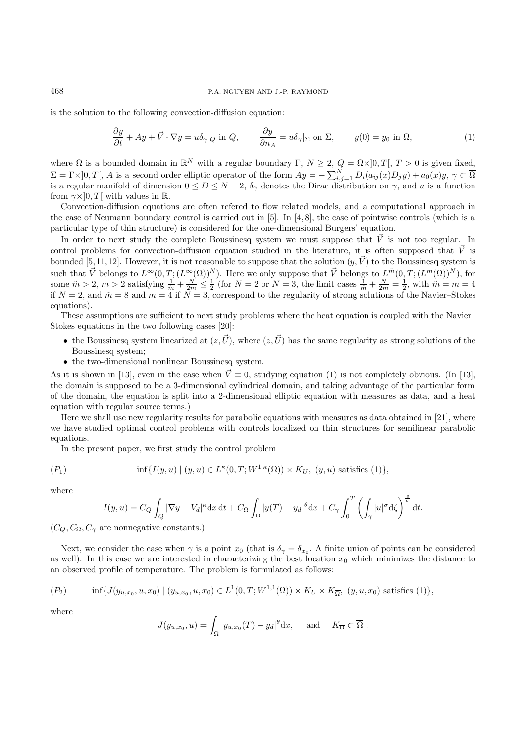is the solution to the following convection-diffusion equation:

$$\frac{\partial y}{\partial t} + Ay + \vec{V} \cdot \nabla y = u\delta_\gamma|_Q \text{ in } Q, \qquad \frac{\partial y}{\partial n_A} = u\delta_\gamma|_\Sigma \text{ on } \Sigma, \qquad y(0) = y_0 \text{ in } \Omega, \tag{1}$$

where $\Omega$ is a bounded domain in $\mathbb{R}^N$ with a regular boundary $\Gamma$, $N \geq 2$, $Q = \Omega \times ]0,T[$, $T > 0$ is given fixed, $\Sigma = \Gamma \times ]0,T[$, $A$ is a second order elliptic operator of the form $Ay = -\sum_{i,j=1}^{N} D_i(a_{ij}(x)D_j y) + a_0(x)y$, $\gamma \subset \overline{\Omega}$ is a regular manifold of dimension $0 \leq D \leq N-2$, $\delta_\gamma$ denotes the Dirac distribution on $\gamma$, and $u$ is a function from $\gamma \times ]0,T[$ with values in $\mathbb{R}$.

Convection-diffusion equations are often refered to flow related models, and a computational approach in the case of Neumann boundary control is carried out in [5]. In [4,8], the case of pointwise controls (which is a particular type of thin structure) is considered for the one-dimensional Burgers' equation.

In order to next study the complete Boussinesq system we must suppose that $\vec{V}$ is not too regular. In control problems for convection-diffusion equation studied in the literature, it is often supposed that $\vec{V}$ is bounded [5,11,12]. However, it is not reasonable to suppose that the solution $(y, \vec{V})$ to the Boussinesq system is such that $\vec{V}$ belongs to $L^\infty(0,T;(L^\infty(\Omega))^N)$. Here we only suppose that $\vec{V}$ belongs to $L^{\tilde{m}}(0,T;(L^m(\Omega))^N)$, for some $\tilde{m} > 2$, $m > 2$ satisfying $\frac{1}{\tilde{m}} + \frac{N}{2m} \leq \frac{1}{2}$ (for $N = 2$ or $N = 3$, the limit cases $\frac{1}{\tilde{m}} + \frac{N}{2m} = \frac{1}{2}$, with $\tilde{m} = m = 4$ if $N = 2$, and $\tilde{m} = 8$ and $m = 4$ if $N = 3$, correspond to the regularity of strong solutions of the Navier–Stokes equations).

These assumptions are sufficient to next study problems where the heat equation is coupled with the Navier–Stokes equations in the two following cases [20]:

- the Boussinesq system linearized at $(z, \vec{U})$, where $(z, \vec{U})$ has the same regularity as strong solutions of the Boussinesq system;
- the two-dimensional nonlinear Boussinesq system.

As it is shown in [13], even in the case when $\vec{V} \equiv 0$, studying equation (1) is not completely obvious. (In [13], the domain is supposed to be a 3-dimensional cylindrical domain, and taking advantage of the particular form of the domain, the equation is split into a 2-dimensional elliptic equation with measures as data, and a heat equation with regular source terms.)

Here we shall use new regularity results for parabolic equations with measures as data obtained in [21], where we have studied optimal control problems with controls localized on thin structures for semilinear parabolic equations.

In the present paper, we first study the control problem

$$(P_1) \qquad \inf\{I(y,u) \mid (y,u) \in L^\kappa(0,T;W^{1,\kappa}(\Omega)) \times K_U,\ (y,u) \text{ satisfies } (1)\},$$

where

$$I(y,u) = C_Q \int_Q |\nabla y - V_d|^\kappa \mathrm{d}x\,\mathrm{d}t + C_\Omega \int_\Omega |y(T) - y_d|^\theta \mathrm{d}x + C_\gamma \int_0^T \left( \int_\gamma |u|^\sigma \mathrm{d}\zeta \right)^{\frac{q}{\sigma}} \mathrm{d}t.$$

($C_Q, C_\Omega, C_\gamma$ are nonnegative constants.)

Next, we consider the case when $\gamma$ is a point $x_0$ (that is $\delta_\gamma = \delta_{x_0}$. A finite union of points can be considered as well). In this case we are interested in characterizing the best location $x_0$ which minimizes the distance to an observed profile of temperature. The problem is formulated as follows:

$$(P_2) \qquad \inf\{J(y_{u,x_0}, u, x_0) \mid (y_{u,x_0}, u, x_0) \in L^1(0,T;W^{1,1}(\Omega)) \times K_U \times K_{\overline{\Omega}},\ (y,u,x_0) \text{ satisfies } (1)\},$$

where

$$J(y_{u,x_0}, u) = \int_\Omega |y_{u,x_0}(T) - y_d|^\theta \mathrm{d}x, \quad \text{ and } \quad K_{\overline{\Omega}} \subset \overline{\Omega}\,.$$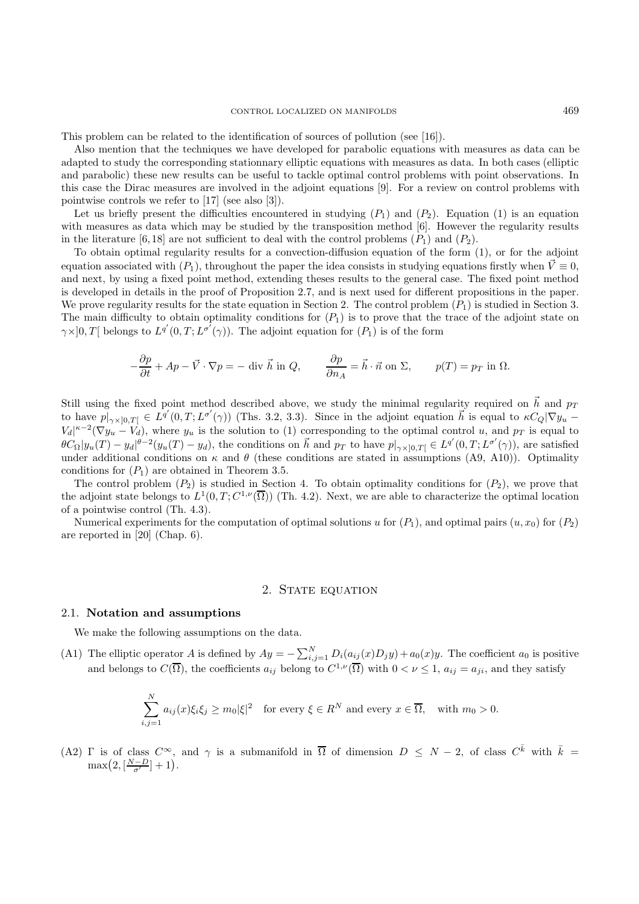This problem can be related to the identification of sources of pollution (see [16]).

Also mention that the techniques we have developed for parabolic equations with measures as data can be adapted to study the corresponding stationnary elliptic equations with measures as data. In both cases (elliptic and parabolic) these new results can be useful to tackle optimal control problems with point observations. In this case the Dirac measures are involved in the adjoint equations [9]. For a review on control problems with pointwise controls we refer to [17] (see also [3]).

Let us briefly present the difficulties encountered in studying $(P_1)$ and $(P_2)$. Equation (1) is an equation with measures as data which may be studied by the transposition method [6]. However the regularity results in the literature [6,18] are not sufficient to deal with the control problems $(P_1)$ and $(P_2)$.

To obtain optimal regularity results for a convection-diffusion equation of the form (1), or for the adjoint equation associated with $(P_1)$, throughout the paper the idea consists in studying equations firstly when $\vec{V} \equiv 0$, and next, by using a fixed point method, extending theses results to the general case. The fixed point method is developed in details in the proof of Proposition 2.7, and is next used for different propositions in the paper. We prove regularity results for the state equation in Section 2. The control problem $(P_1)$ is studied in Section 3. The main difficulty to obtain optimality conditions for $(P_1)$ is to prove that the trace of the adjoint state on $\gamma\times ]0,T[$ belongs to $L^{q'}(0,T;L^{\sigma'}(\gamma))$. The adjoint equation for $(P_1)$ is of the form

$$-\frac{\partial p}{\partial t} + Ap - \vec{V}\cdot\nabla p = -\operatorname{div}\vec{h} \text{ in } Q, \qquad \frac{\partial p}{\partial n_A} = \vec{h}\cdot\vec{n} \text{ on } \Sigma, \qquad p(T) = p_T \text{ in } \Omega.$$

Still using the fixed point method described above, we study the minimal regularity required on $\vec{h}$ and $p_T$ to have $p|_{\gamma\times]0,T[} \in L^{q'}(0,T;L^{\sigma'}(\gamma))$ (Ths. 3.2, 3.3). Since in the adjoint equation $\vec{h}$ is equal to $\kappa C_Q|\nabla y_u - V_d|^{\kappa-2}(\nabla y_u - V_d)$, where $y_u$ is the solution to (1) corresponding to the optimal control $u$, and $p_T$ is equal to $\theta C_\Omega|y_u(T) - y_d|^{\theta-2}(y_u(T) - y_d)$, the conditions on $\vec{h}$ and $p_T$ to have $p|_{\gamma\times]0,T[} \in L^{q'}(0,T;L^{\sigma'}(\gamma))$, are satisfied under additional conditions on $\kappa$ and $\theta$ (these conditions are stated in assumptions (A9, A10)). Optimality conditions for $(P_1)$ are obtained in Theorem 3.5.

The control problem $(P_2)$ is studied in Section 4. To obtain optimality conditions for $(P_2)$, we prove that the adjoint state belongs to $L^1(0,T;C^{1,\nu}(\overline{\Omega}))$ (Th. 4.2). Next, we are able to characterize the optimal location of a pointwise control (Th. 4.3).

Numerical experiments for the computation of optimal solutions $u$ for $(P_1)$, and optimal pairs $(u,x_0)$ for $(P_2)$ are reported in [20] (Chap. 6).

## 2. State equation

### 2.1. Notation and assumptions

We make the following assumptions on the data.

(A1) The elliptic operator $A$ is defined by $Ay = -\sum_{i,j=1}^N D_i(a_{ij}(x)D_jy) + a_0(x)y$. The coefficient $a_0$ is positive and belongs to $C(\overline{\Omega})$, the coefficients $a_{ij}$ belong to $C^{1,\nu}(\overline{\Omega})$ with $0 < \nu \le 1$, $a_{ij} = a_{ji}$, and they satisfy

$$\sum_{i,j=1}^N a_{ij}(x)\xi_i\xi_j \ge m_0|\xi|^2 \quad \text{for every } \xi \in R^N \text{ and every } x \in \overline{\Omega}, \quad \text{with } m_0 > 0.$$

(A2) $\Gamma$ is of class $C^\infty$, and $\gamma$ is a submanifold in $\overline{\Omega}$ of dimension $D \le N-2$, of class $C^{\bar{k}}$ with $\bar{k} = \max\big(2, [\frac{N-D}{\sigma'}] + 1\big)$.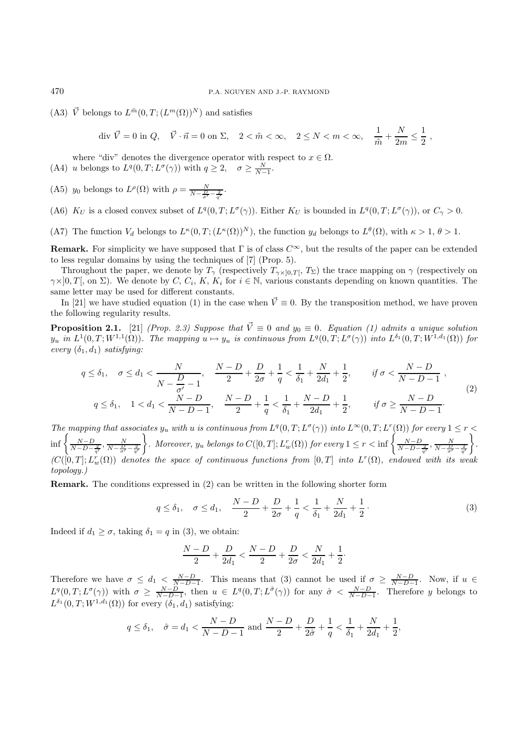(A3) $\vec{V}$ belongs to $L^{\tilde{m}}(0,T;(L^m(\Omega))^N)$ and satisfies

$$\text{div}\ \vec{V} = 0 \text{ in } Q, \quad \vec{V}\cdot\vec{n} = 0 \text{ on } \Sigma, \quad 2 < \tilde{m} < \infty, \quad 2 \le N < m < \infty, \quad \frac{1}{\tilde{m}} + \frac{N}{2m} \le \frac{1}{2}\,,$$

where "div" denotes the divergence operator with respect to $x \in \Omega$.

(A4) $u$ belongs to $L^q(0,T;L^\sigma(\gamma))$ with $q \ge 2$, $\quad \sigma \ge \frac{N}{N-1}$.

(A5) $y_0$ belongs to $L^\rho(\Omega)$ with $\rho = \frac{N}{N-\frac{D}{\sigma'}-\frac{2}{q'}}$.

(A6) $K_U$ is a closed convex subset of $L^q(0,T;L^\sigma(\gamma))$. Either $K_U$ is bounded in $L^q(0,T;L^\sigma(\gamma))$, or $C_\gamma > 0$.

(A7) The function $V_d$ belongs to $L^\kappa(0,T;(L^\kappa(\Omega))^N)$, the function $y_d$ belongs to $L^\theta(\Omega)$, with $\kappa > 1$, $\theta > 1$.

**Remark.** For simplicity we have supposed that $\Gamma$ is of class $C^\infty$, but the results of the paper can be extended to less regular domains by using the techniques of [7] (Prop. 5).

Throughout the paper, we denote by $T_\gamma$ (respectively $T_{\gamma\times]0,T[}$, $T_\Sigma$) the trace mapping on $\gamma$ (respectively on $\gamma\times]0,T[$, on $\Sigma$). We denote by $C$, $C_i$, $K$, $K_i$ for $i \in \mathbb{N}$, various constants depending on known quantities. The same letter may be used for different constants.

In [21] we have studied equation (1) in the case when $\vec{V} \equiv 0$. By the transposition method, we have proven the following regularity results.

**Proposition 2.1.** [21] *(Prop. 2.3) Suppose that $\vec{V} \equiv 0$ and $y_0 \equiv 0$. Equation (1) admits a unique solution $y_u$ in $L^1(0,T;W^{1,1}(\Omega))$. The mapping $u \mapsto y_u$ is continuous from $L^q(0,T;L^\sigma(\gamma))$ into $L^{\delta_1}(0,T;W^{1,d_1}(\Omega))$ for every $(\delta_1,d_1)$ satisfying:*

$$\begin{aligned}
&q \le \delta_1, \quad \sigma \le d_1 < \frac{N}{N-\dfrac{D}{\sigma'}-1}, \quad \frac{N-D}{2}+\frac{D}{2\sigma}+\frac{1}{q} < \frac{1}{\delta_1}+\frac{N}{2d_1}+\frac{1}{2}, \qquad \text{if } \sigma < \frac{N-D}{N-D-1}\,,\\
&q \le \delta_1, \quad 1 < d_1 < \frac{N-D}{N-D-1}, \quad \frac{N-D}{2}+\frac{1}{q} < \frac{1}{\delta_1}+\frac{N-D}{2d_1}+\frac{1}{2}, \qquad \text{if } \sigma \ge \frac{N-D}{N-D-1}.
\end{aligned} \tag{2}$$

*The mapping that associates $y_u$ with $u$ is continuous from $L^q(0,T;L^\sigma(\gamma))$ into $L^\infty(0,T;L^r(\Omega))$ for every $1 \le r < \inf\left\{\frac{N-D}{N-D-\frac{2}{q'}}, \frac{N}{N-\frac{D}{\sigma'}-\frac{2}{q'}}\right\}$. Moreover, $y_u$ belongs to $C([0,T];L^r_w(\Omega))$ for every $1 \le r < \inf\left\{\frac{N-D}{N-D-\frac{2}{q'}}, \frac{N}{N-\frac{D}{\sigma'}-\frac{2}{q'}}\right\}$. ($C([0,T];L^r_w(\Omega))$ denotes the space of continuous functions from $[0,T]$ into $L^r(\Omega)$, endowed with its weak topology.)*

**Remark.** The conditions expressed in (2) can be written in the following shorter form

$$q \le \delta_1, \quad \sigma \le d_1, \quad \frac{N-D}{2}+\frac{D}{2\sigma}+\frac{1}{q} < \frac{1}{\delta_1}+\frac{N}{2d_1}+\frac{1}{2}\cdot \tag{3}$$

Indeed if $d_1 \ge \sigma$, taking $\delta_1 = q$ in (3), we obtain:

$$\frac{N-D}{2}+\frac{D}{2d_1} < \frac{N-D}{2}+\frac{D}{2\sigma} < \frac{N}{2d_1}+\frac{1}{2}\cdot$$

Therefore we have $\sigma \le d_1 < \frac{N-D}{N-D-1}$. This means that (3) cannot be used if $\sigma \ge \frac{N-D}{N-D-1}$. Now, if $u \in L^q(0,T;L^\sigma(\gamma))$ with $\sigma \ge \frac{N-D}{N-D-1}$, then $u \in L^q(0,T;L^{\hat{\sigma}}(\gamma))$ for any $\hat{\sigma} < \frac{N-D}{N-D-1}$. Therefore $y$ belongs to $L^{\delta_1}(0,T;W^{1,d_1}(\Omega))$ for every $(\delta_1,d_1)$ satisfying:

$$q \le \delta_1, \quad \hat{\sigma} = d_1 < \frac{N-D}{N-D-1} \text{ and } \frac{N-D}{2}+\frac{D}{2\hat{\sigma}}+\frac{1}{q} < \frac{1}{\delta_1}+\frac{N}{2d_1}+\frac{1}{2},$$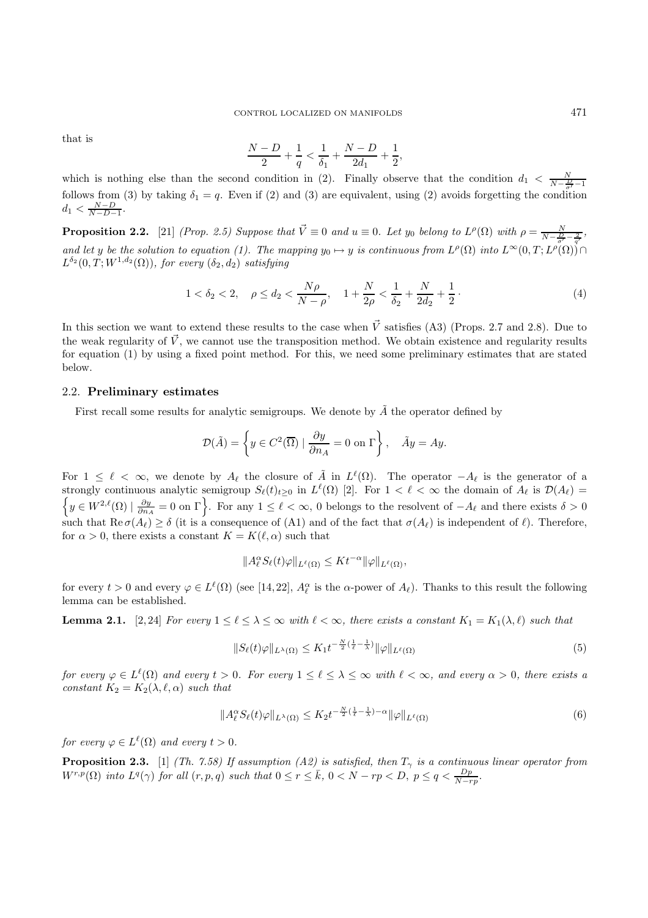that is

$$\frac{N-D}{2}+\frac{1}{q}<\frac{1}{\delta_1}+\frac{N-D}{2d_1}+\frac{1}{2},$$

which is nothing else than the second condition in (2). Finally observe that the condition $d_1<\frac{N}{N-\frac{D}{\sigma'}-1}$ follows from (3) by taking $\delta_1=q$. Even if (2) and (3) are equivalent, using (2) avoids forgetting the condition $d_1<\frac{N-D}{N-D-1}$.

**Proposition 2.2.** [21] *(Prop. 2.5) Suppose that $\vec{V}\equiv 0$ and $u\equiv 0$. Let $y_0$ belong to $L^\rho(\Omega)$ with $\rho=\frac{N}{N-\frac{D}{\sigma'}-\frac{2}{q'}}$, and let $y$ be the solution to equation (1). The mapping $y_0\mapsto y$ is continuous from $L^\rho(\Omega)$ into $L^\infty(0,T;L^\rho(\Omega))\cap L^{\delta_2}(0,T;W^{1,d_2}(\Omega))$, for every $(\delta_2,d_2)$ satisfying*

$$1<\delta_2<2,\quad \rho\le d_2<\frac{N\rho}{N-\rho},\quad 1+\frac{N}{2\rho}<\frac{1}{\delta_2}+\frac{N}{2d_2}+\frac{1}{2}\cdot \tag{4}$$

In this section we want to extend these results to the case when $\vec{V}$ satisfies (A3) (Props. 2.7 and 2.8). Due to the weak regularity of $\vec{V}$, we cannot use the transposition method. We obtain existence and regularity results for equation (1) by using a fixed point method. For this, we need some preliminary estimates that are stated below.

### 2.2. Preliminary estimates

First recall some results for analytic semigroups. We denote by $\tilde{A}$ the operator defined by

$$\mathcal{D}(\tilde{A})=\left\{y\in C^2(\overline{\Omega})\mid \frac{\partial y}{\partial n_A}=0 \text{ on } \Gamma\right\},\quad \tilde{A}y=Ay.$$

For $1\le \ell<\infty$, we denote by $A_\ell$ the closure of $\tilde{A}$ in $L^\ell(\Omega)$. The operator $-A_\ell$ is the generator of a strongly continuous analytic semigroup $S_\ell(t)_{t\ge 0}$ in $L^\ell(\Omega)$ [2]. For $1<\ell<\infty$ the domain of $A_\ell$ is $\mathcal{D}(A_\ell)=\left\{y\in W^{2,\ell}(\Omega)\mid \frac{\partial y}{\partial n_A}=0 \text{ on } \Gamma\right\}$. For any $1\le\ell<\infty$, 0 belongs to the resolvent of $-A_\ell$ and there exists $\delta>0$ such that $\operatorname{Re}\sigma(A_\ell)\ge\delta$ (it is a consequence of (A1) and of the fact that $\sigma(A_\ell)$ is independent of $\ell$). Therefore, for $\alpha>0$, there exists a constant $K=K(\ell,\alpha)$ such that

$$\|A_\ell^\alpha S_\ell(t)\varphi\|_{L^\ell(\Omega)}\le Kt^{-\alpha}\|\varphi\|_{L^\ell(\Omega)},$$

for every $t>0$ and every $\varphi\in L^\ell(\Omega)$ (see [14,22], $A_\ell^\alpha$ is the $\alpha$-power of $A_\ell$). Thanks to this result the following lemma can be established.

**Lemma 2.1.** [2,24] *For every $1\le\ell\le\lambda\le\infty$ with $\ell<\infty$, there exists a constant $K_1=K_1(\lambda,\ell)$ such that*

$$\|S_\ell(t)\varphi\|_{L^\lambda(\Omega)}\le K_1 t^{-\frac{N}{2}(\frac{1}{\ell}-\frac{1}{\lambda})}\|\varphi\|_{L^\ell(\Omega)} \tag{5}$$

*for every $\varphi\in L^\ell(\Omega)$ and every $t>0$. For every $1\le\ell\le\lambda\le\infty$ with $\ell<\infty$, and every $\alpha>0$, there exists a constant $K_2=K_2(\lambda,\ell,\alpha)$ such that*

$$\|A_\ell^\alpha S_\ell(t)\varphi\|_{L^\lambda(\Omega)}\le K_2 t^{-\frac{N}{2}(\frac{1}{\ell}-\frac{1}{\lambda})-\alpha}\|\varphi\|_{L^\ell(\Omega)} \tag{6}$$

*for every $\varphi\in L^\ell(\Omega)$ and every $t>0$.*

**Proposition 2.3.** [1] *(Th. 7.58) If assumption (A2) is satisfied, then $T_\gamma$ is a continuous linear operator from $W^{r,p}(\Omega)$ into $L^q(\gamma)$ for all $(r,p,q)$ such that $0\le r\le\bar{k}$, $0<N-rp<D$, $p\le q<\frac{Dp}{N-rp}$.*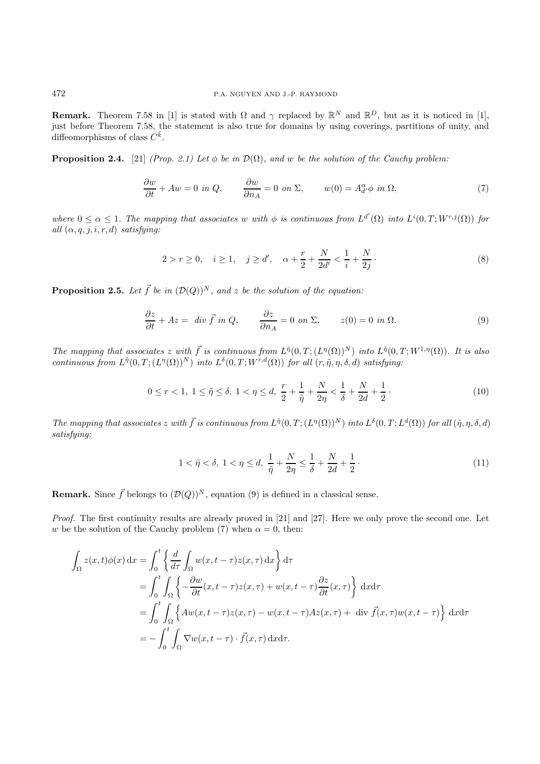**Remark.** Theorem 7.58 in [1] is stated with $\Omega$ and $\gamma$ replaced by $\mathbb{R}^N$ and $\mathbb{R}^D$, but as it is noticed in [1], just before Theorem 7.58, the statement is also true for domains by using coverings, partitions of unity, and diffeomorphisms of class $C^{\bar{k}}$.

**Proposition 2.4.** [21] *(Prop. 2.1) Let $\phi$ be in $\mathcal{D}(\Omega)$, and $w$ be the solution of the Cauchy problem:*

$$\frac{\partial w}{\partial t} + Aw = 0 \text{ in } Q, \qquad \frac{\partial w}{\partial n_A} = 0 \text{ on } \Sigma, \qquad w(0) = A_{d'}^{\alpha}\phi \text{ in } \Omega, \tag{7}$$

*where $0 \le \alpha \le 1$. The mapping that associates $w$ with $\phi$ is continuous from $L^{d'}(\Omega)$ into $L^i(0,T;W^{r,j}(\Omega))$ for all $(\alpha, q, j, i, r, d)$ satisfying:*

$$2 > r \ge 0, \quad i \ge 1, \quad j \ge d', \quad \alpha + \frac{r}{2} + \frac{N}{2d'} < \frac{1}{i} + \frac{N}{2j} \cdot \tag{8}$$

**Proposition 2.5.** *Let $\vec{f}$ be in $(\mathcal{D}(Q))^N$, and $z$ be the solution of the equation:*

$$\frac{\partial z}{\partial t} + Az = \text{ div } \vec{f} \text{ in } Q, \qquad \frac{\partial z}{\partial n_A} = 0 \text{ on } \Sigma, \qquad z(0) = 0 \text{ in } \Omega. \tag{9}$$

*The mapping that associates $z$ with $\vec{f}$ is continuous from $L^{\tilde{\eta}}(0,T;(L^{\eta}(\Omega))^N)$ into $L^{\tilde{\eta}}(0,T;W^{1,\eta}(\Omega))$. It is also continuous from $L^{\tilde{\eta}}(0,T;(L^{\eta}(\Omega))^N)$ into $L^{\delta}(0,T;W^{r,d}(\Omega))$ for all $(r, \tilde{\eta}, \eta, \delta, d)$ satisfying:*

$$0 \le r < 1, \ 1 \le \tilde{\eta} \le \delta, \ 1 < \eta \le d, \ \frac{r}{2} + \frac{1}{\tilde{\eta}} + \frac{N}{2\eta} < \frac{1}{\delta} + \frac{N}{2d} + \frac{1}{2} \cdot \tag{10}$$

*The mapping that associates $z$ with $\vec{f}$ is continuous from $L^{\tilde{\eta}}(0,T;(L^{\eta}(\Omega))^N)$ into $L^{\delta}(0,T;L^{d}(\Omega))$ for all $(\tilde{\eta}, \eta, \delta, d)$ satisfying:*

$$1 < \tilde{\eta} < \delta, \ 1 < \eta \le d, \ \frac{1}{\tilde{\eta}} + \frac{N}{2\eta} \le \frac{1}{\delta} + \frac{N}{2d} + \frac{1}{2} \cdot \tag{11}$$

**Remark.** Since $\vec{f}$ belongs to $(\mathcal{D}(Q))^N$, equation (9) is defined in a classical sense.

*Proof.* The first continuity results are already proved in [21] and [27]. Here we only prove the second one. Let $w$ be the solution of the Cauchy problem (7) when $\alpha = 0$, then:

$$\begin{aligned}
\int_{\Omega} z(x,t)\phi(x)\,\mathrm{d}x &= \int_0^t \left\{ \frac{d}{d\tau} \int_{\Omega} w(x,t-\tau) z(x,\tau)\,\mathrm{d}x \right\} \mathrm{d}\tau \\
&= \int_0^t \int_{\Omega} \left\{ -\frac{\partial w}{\partial t}(x,t-\tau) z(x,\tau) + w(x,t-\tau)\frac{\partial z}{\partial t}(x,\tau) \right\} \mathrm{d}x\mathrm{d}\tau \\
&= \int_0^t \int_{\Omega} \Big\{ Aw(x,t-\tau)z(x,\tau) - w(x,t-\tau)Az(x,\tau) + \text{ div } \vec{f}(x,\tau) w(x,t-\tau) \Big\} \mathrm{d}x\mathrm{d}\tau \\
&= -\int_0^t \int_{\Omega} \nabla w(x,t-\tau)\cdot \vec{f}(x,\tau)\,\mathrm{d}x\mathrm{d}\tau.
\end{aligned}$$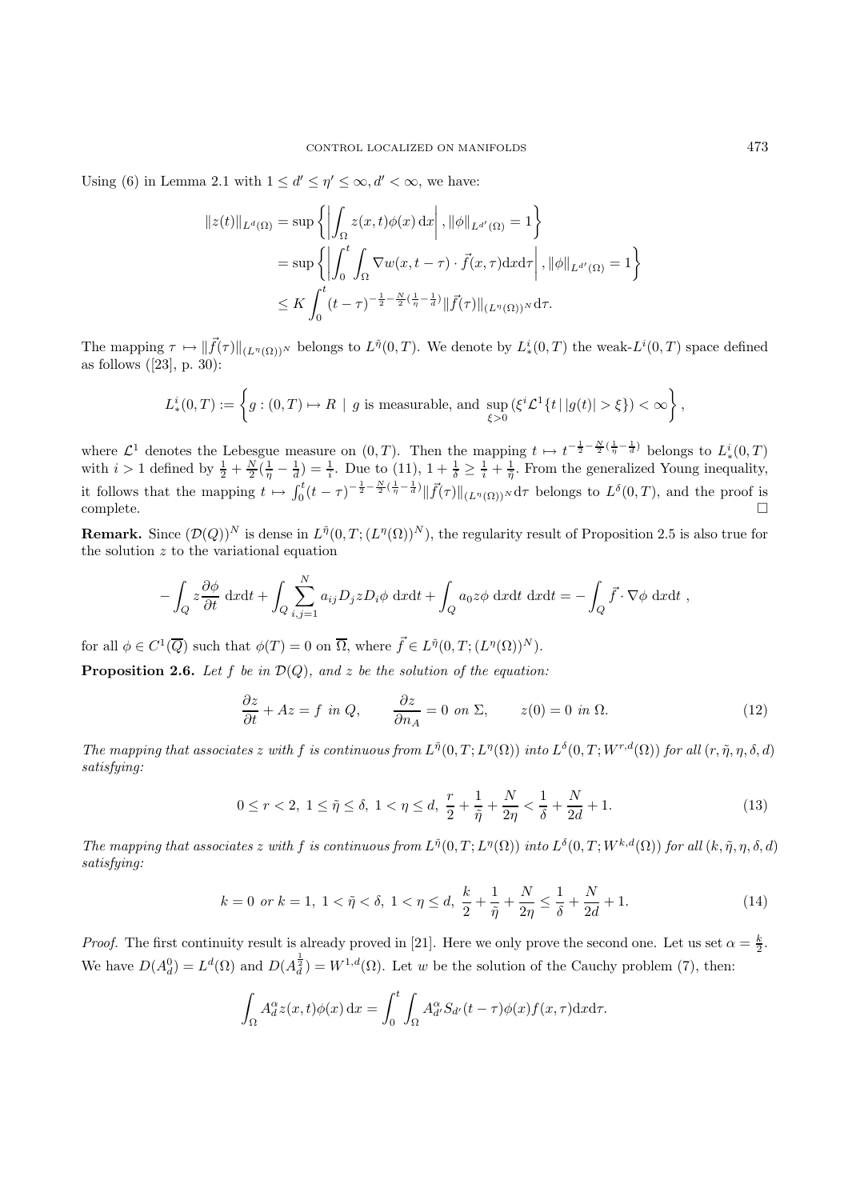Using (6) in Lemma 2.1 with $1 \leq d' \leq \eta' \leq \infty, d' < \infty$, we have:

$$
\begin{aligned}
\|z(t)\|_{L^d(\Omega)} &= \sup\left\{\left|\int_\Omega z(x,t)\phi(x)\,\mathrm{d}x\right|, \|\phi\|_{L^{d'}(\Omega)} = 1\right\} \\
&= \sup\left\{\left|\int_0^t \int_\Omega \nabla w(x,t-\tau)\cdot \vec{f}(x,\tau)\mathrm{d}x\mathrm{d}\tau\right|, \|\phi\|_{L^{d'}(\Omega)} = 1\right\} \\
&\leq K\int_0^t (t-\tau)^{-\frac{1}{2}-\frac{N}{2}(\frac{1}{\eta}-\frac{1}{d})}\|\vec{f}(\tau)\|_{(L^\eta(\Omega))^N}\mathrm{d}\tau.
\end{aligned}
$$

The mapping $\tau \mapsto \|\vec{f}(\tau)\|_{(L^\eta(\Omega))^N}$ belongs to $L^{\tilde{\eta}}(0,T)$. We denote by $L^i_*(0,T)$ the weak-$L^i(0,T)$ space defined as follows ([23], p. 30):

$$
L^i_*(0,T) := \left\{ g : (0,T) \mapsto R \mid g \text{ is measurable, and } \sup_{\xi > 0}(\xi^i \mathcal{L}^1\{t \,|\, |g(t)| > \xi\}) < \infty \right\},
$$

where $\mathcal{L}^1$ denotes the Lebesgue measure on $(0,T)$. Then the mapping $t \mapsto t^{-\frac{1}{2}-\frac{N}{2}(\frac{1}{\eta}-\frac{1}{d})}$ belongs to $L^i_*(0,T)$ with $i > 1$ defined by $\frac{1}{2}+\frac{N}{2}(\frac{1}{\eta}-\frac{1}{d}) = \frac{1}{i}$. Due to (11), $1+\frac{1}{\delta} \geq \frac{1}{i}+\frac{1}{\tilde{\eta}}$. From the generalized Young inequality, it follows that the mapping $t \mapsto \int_0^t (t-\tau)^{-\frac{1}{2}-\frac{N}{2}(\frac{1}{\eta}-\frac{1}{d})}\|\vec{f}(\tau)\|_{(L^\eta(\Omega))^N}\mathrm{d}\tau$ belongs to $L^\delta(0,T)$, and the proof is complete. □

**Remark.** Since $(\mathcal{D}(Q))^N$ is dense in $L^{\tilde{\eta}}(0,T;(L^\eta(\Omega))^N)$, the regularity result of Proposition 2.5 is also true for the solution $z$ to the variational equation

$$
-\int_Q z\frac{\partial \phi}{\partial t}\,\mathrm{d}x\mathrm{d}t + \int_Q \sum_{i,j=1}^N a_{ij}D_j z D_i\phi\,\mathrm{d}x\mathrm{d}t + \int_Q a_0 z\phi\,\mathrm{d}x\mathrm{d}t\,\mathrm{d}x\mathrm{d}t = -\int_Q \vec{f}\cdot\nabla\phi\,\mathrm{d}x\mathrm{d}t\ ,
$$

for all $\phi \in C^1(\overline{Q})$ such that $\phi(T) = 0$ on $\overline{\Omega}$, where $\vec{f} \in L^{\tilde{\eta}}(0,T;(L^\eta(\Omega))^N)$.

**Proposition 2.6.** *Let $f$ be in $\mathcal{D}(Q)$, and $z$ be the solution of the equation:*

$$
\frac{\partial z}{\partial t} + Az = f \text{ in } Q, \qquad \frac{\partial z}{\partial n_A} = 0 \text{ on } \Sigma, \qquad z(0) = 0 \text{ in } \Omega. \tag{12}
$$

*The mapping that associates $z$ with $f$ is continuous from $L^{\tilde{\eta}}(0,T;L^\eta(\Omega))$ into $L^\delta(0,T;W^{r,d}(\Omega))$ for all $(r,\tilde{\eta},\eta,\delta,d)$ satisfying:*

$$
0 \leq r < 2,\ 1 \leq \tilde{\eta} \leq \delta,\ 1 < \eta \leq d,\ \frac{r}{2}+\frac{1}{\tilde{\eta}}+\frac{N}{2\eta} < \frac{1}{\delta}+\frac{N}{2d}+1. \tag{13}
$$

*The mapping that associates $z$ with $f$ is continuous from $L^{\tilde{\eta}}(0,T;L^\eta(\Omega))$ into $L^\delta(0,T;W^{k,d}(\Omega))$ for all $(k,\tilde{\eta},\eta,\delta,d)$ satisfying:*

$$
k = 0 \text{ or } k = 1,\ 1 < \tilde{\eta} < \delta,\ 1 < \eta \leq d,\ \frac{k}{2}+\frac{1}{\tilde{\eta}}+\frac{N}{2\eta} \leq \frac{1}{\delta}+\frac{N}{2d}+1. \tag{14}
$$

*Proof.* The first continuity result is already proved in [21]. Here we only prove the second one. Let us set $\alpha = \frac{k}{2}$. We have $D(A^0_d) = L^d(\Omega)$ and $D(A^{\frac{1}{2}}_d) = W^{1,d}(\Omega)$. Let $w$ be the solution of the Cauchy problem (7), then:

$$
\int_\Omega A^\alpha_d z(x,t)\phi(x)\,\mathrm{d}x = \int_0^t \int_\Omega A^\alpha_{d'}S_{d'}(t-\tau)\phi(x)f(x,\tau)\mathrm{d}x\mathrm{d}\tau.
$$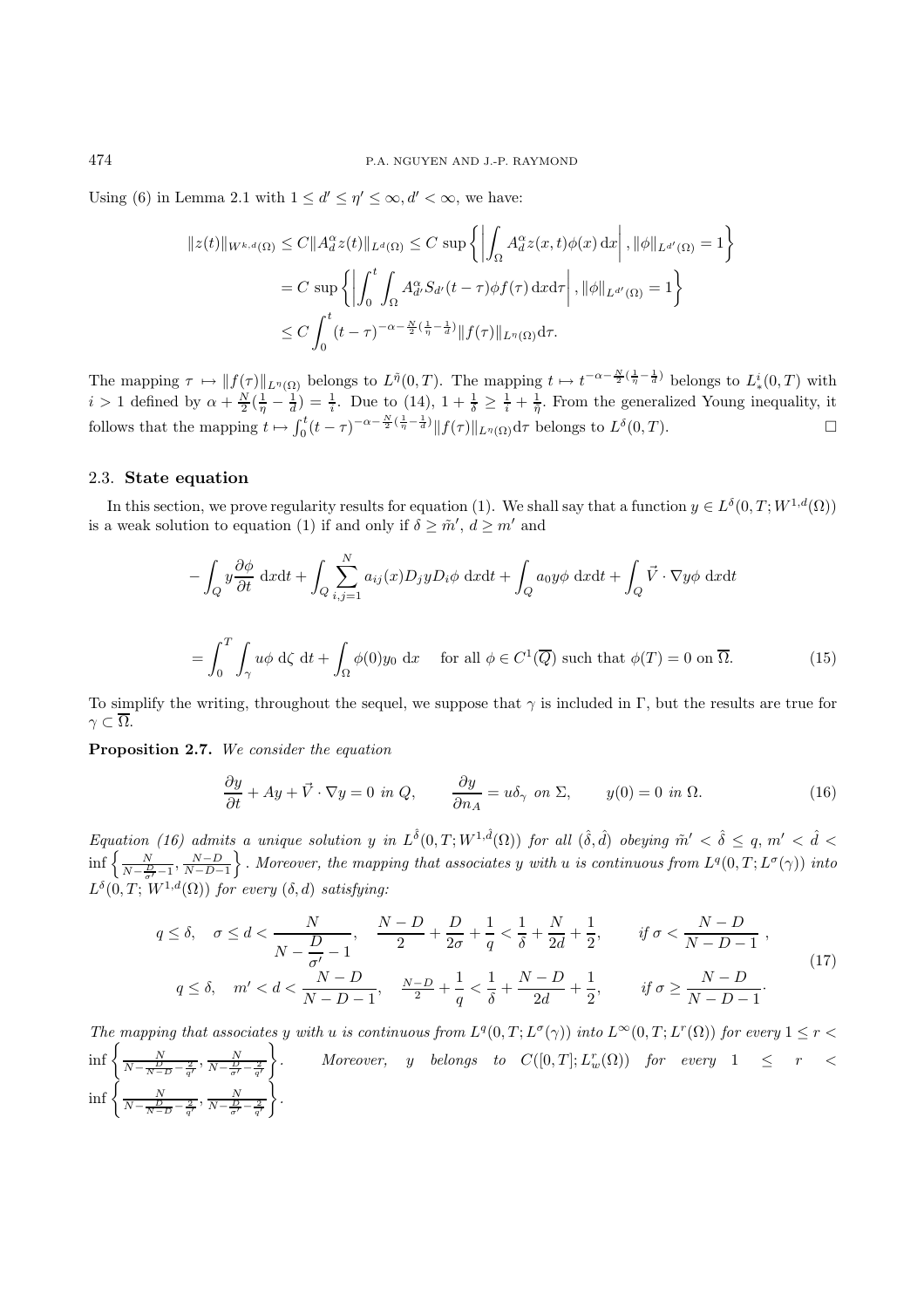Using (6) in Lemma 2.1 with $1 \le d' \le \eta' \le \infty, d' < \infty$, we have:

$$
\begin{aligned}
\|z(t)\|_{W^{k,d}(\Omega)} &\le C\|A_d^\alpha z(t)\|_{L^d(\Omega)} \le C \sup\left\{\left|\int_\Omega A_d^\alpha z(x,t)\phi(x)\,\mathrm{d}x\right|, \|\phi\|_{L^{d'}(\Omega)} = 1\right\} \\
&= C \sup\left\{\left|\int_0^t \int_\Omega A_{d'}^\alpha S_{d'}(t-\tau)\phi f(\tau)\,\mathrm{d}x\mathrm{d}\tau\right|, \|\phi\|_{L^{d'}(\Omega)} = 1\right\} \\
&\le C\int_0^t (t-\tau)^{-\alpha - \frac{N}{2}(\frac{1}{\eta} - \frac{1}{d})}\|f(\tau)\|_{L^\eta(\Omega)}\mathrm{d}\tau.
\end{aligned}
$$

The mapping $\tau \mapsto \|f(\tau)\|_{L^\eta(\Omega)}$ belongs to $L^{\tilde{\eta}}(0,T)$. The mapping $t \mapsto t^{-\alpha-\frac{N}{2}(\frac{1}{\eta}-\frac{1}{d})}$ belongs to $L_*^i(0,T)$ with $i > 1$ defined by $\alpha + \frac{N}{2}(\frac{1}{\eta} - \frac{1}{d}) = \frac{1}{i}$. Due to (14), $1 + \frac{1}{\delta} \ge \frac{1}{i} + \frac{1}{\tilde{\eta}}$. From the generalized Young inequality, it follows that the mapping $t \mapsto \int_0^t (t-\tau)^{-\alpha-\frac{N}{2}(\frac{1}{\eta}-\frac{1}{d})}\|f(\tau)\|_{L^\eta(\Omega)}\mathrm{d}\tau$ belongs to $L^\delta(0,T)$. □

## 2.3. State equation

In this section, we prove regularity results for equation (1). We shall say that a function $y \in L^\delta(0,T;W^{1,d}(\Omega))$ is a weak solution to equation (1) if and only if $\delta \ge \tilde{m}'$, $d \ge m'$ and

$$
-\int_Q y\frac{\partial \phi}{\partial t}\;\mathrm{d}x\mathrm{d}t + \int_Q \sum_{i,j=1}^N a_{ij}(x)D_j y D_i\phi\;\mathrm{d}x\mathrm{d}t + \int_Q a_0 y\phi\;\mathrm{d}x\mathrm{d}t + \int_Q \vec{V}\cdot\nabla y\phi\;\mathrm{d}x\mathrm{d}t
$$

$$
= \int_0^T \int_\gamma u\phi\;\mathrm{d}\zeta\;\mathrm{d}t + \int_\Omega \phi(0)y_0\;\mathrm{d}x \quad \text{ for all } \phi \in C^1(\overline{Q}) \text{ such that } \phi(T) = 0 \text{ on } \overline{\Omega}. \tag{15}
$$

To simplify the writing, throughout the sequel, we suppose that $\gamma$ is included in $\Gamma$, but the results are true for $\gamma \subset \overline{\Omega}$.

**Proposition 2.7.** *We consider the equation*

$$
\frac{\partial y}{\partial t} + Ay + \vec{V}\cdot\nabla y = 0 \text{ in } Q, \qquad \frac{\partial y}{\partial n_A} = u\delta_\gamma \text{ on } \Sigma, \qquad y(0) = 0 \text{ in } \Omega. \tag{16}
$$

*Equation (16) admits a unique solution $y$ in $L^{\hat{\delta}}(0,T;W^{1,\hat{d}}(\Omega))$ for all $(\hat{\delta},\hat{d})$ obeying $\tilde{m}' < \hat{\delta} \le q$, $m' < \hat{d} < \inf\left\{\frac{N}{N-\frac{D}{\sigma'}-1}, \frac{N-D}{N-D-1}\right\}$. Moreover, the mapping that associates $y$ with $u$ is continuous from $L^q(0,T;L^\sigma(\gamma))$ into $L^\delta(0,T;W^{1,d}(\Omega))$ for every $(\delta,d)$ satisfying:*

$$
\begin{aligned}
&q \le \delta, \quad \sigma \le d < \frac{N}{N-\dfrac{D}{\sigma'}-1}, \quad \frac{N-D}{2} + \frac{D}{2\sigma} + \frac{1}{q} < \frac{1}{\delta} + \frac{N}{2d} + \frac{1}{2}, \qquad \text{if } \sigma < \frac{N-D}{N-D-1}\,, \\
&q \le \delta, \quad m' < d < \frac{N-D}{N-D-1}, \quad \tfrac{N-D}{2} + \frac{1}{q} < \frac{1}{\delta} + \frac{N-D}{2d} + \frac{1}{2}, \qquad \text{if } \sigma \ge \frac{N-D}{N-D-1}\cdot
\end{aligned}
\tag{17}
$$

*The mapping that associates $y$ with $u$ is continuous from $L^q(0,T;L^\sigma(\gamma))$ into $L^\infty(0,T;L^r(\Omega))$ for every $1 \le r < \inf\left\{\frac{N}{N-\frac{D}{N-D}-\frac{2}{q'}}, \frac{N}{N-\frac{D}{\sigma'}-\frac{2}{q'}}\right\}$. Moreover, $y$ belongs to $C([0,T];L_w^r(\Omega))$ for every $1 \le r < \inf\left\{\frac{N}{N-\frac{D}{N-D}-\frac{2}{q'}}, \frac{N}{N-\frac{D}{\sigma'}-\frac{2}{q'}}\right\}$.*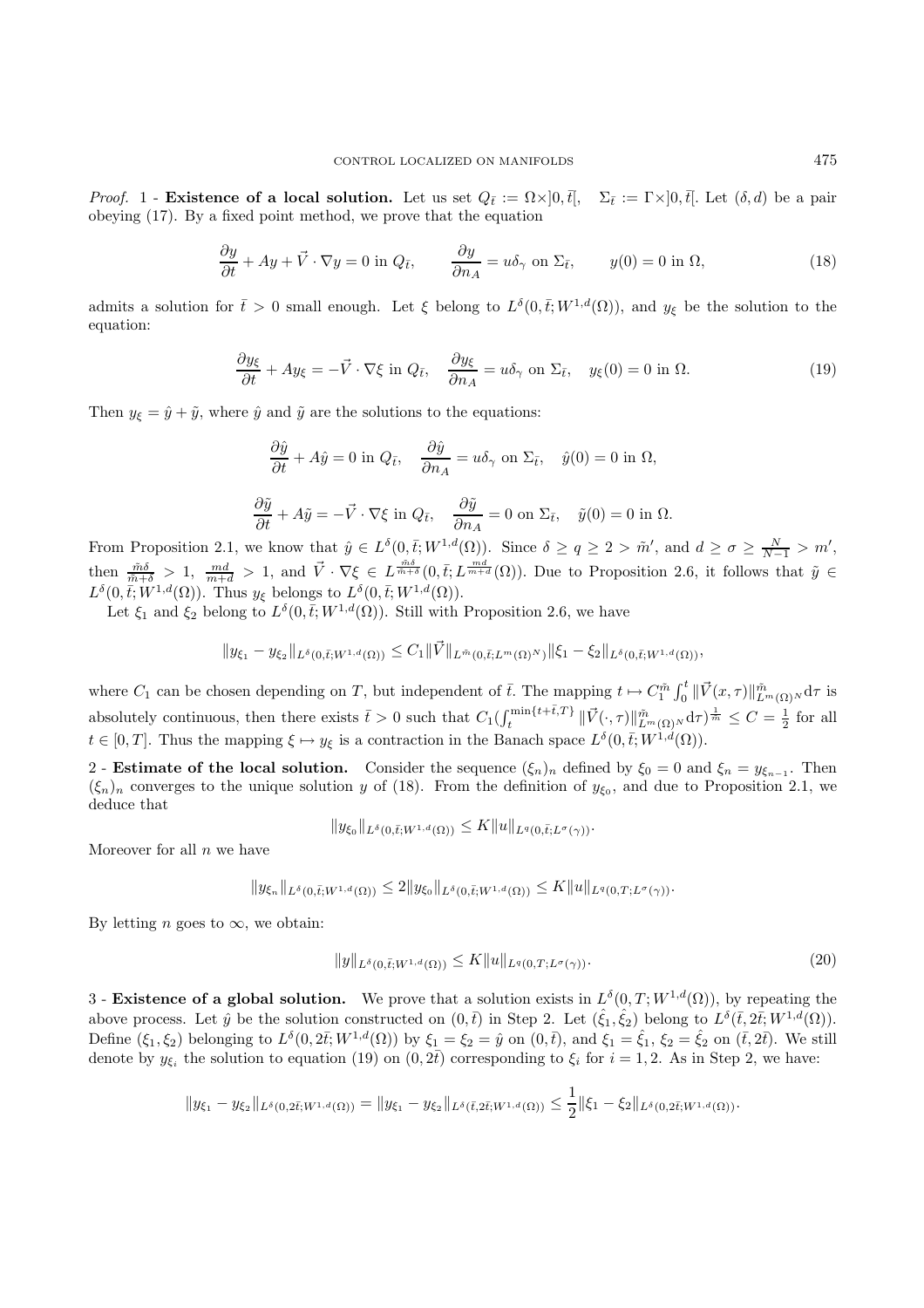*Proof.* 1 - **Existence of a local solution.** Let us set $Q_{\bar t} := \Omega\times]0,\bar t[$, $\Sigma_{\bar t} := \Gamma\times]0,\bar t[$. Let $(\delta, d)$ be a pair obeying (17). By a fixed point method, we prove that the equation

$$\frac{\partial y}{\partial t} + Ay + \vec{V}\cdot\nabla y = 0 \text{ in } Q_{\bar t}, \qquad \frac{\partial y}{\partial n_A} = u\delta_\gamma \text{ on } \Sigma_{\bar t}, \qquad y(0) = 0 \text{ in } \Omega, \tag{18}$$

admits a solution for $\bar t > 0$ small enough. Let $\xi$ belong to $L^\delta(0,\bar t; W^{1,d}(\Omega))$, and $y_\xi$ be the solution to the equation:

$$\frac{\partial y_\xi}{\partial t} + Ay_\xi = -\vec{V}\cdot\nabla\xi \text{ in } Q_{\bar t}, \quad \frac{\partial y_\xi}{\partial n_A} = u\delta_\gamma \text{ on } \Sigma_{\bar t}, \quad y_\xi(0) = 0 \text{ in } \Omega. \tag{19}$$

Then $y_\xi = \hat y + \tilde y$, where $\hat y$ and $\tilde y$ are the solutions to the equations:

$$\frac{\partial \hat y}{\partial t} + A\hat y = 0 \text{ in } Q_{\bar t}, \quad \frac{\partial \hat y}{\partial n_A} = u\delta_\gamma \text{ on } \Sigma_{\bar t}, \quad \hat y(0) = 0 \text{ in } \Omega,$$

$$\frac{\partial \tilde y}{\partial t} + A\tilde y = -\vec{V}\cdot\nabla\xi \text{ in } Q_{\bar t}, \quad \frac{\partial \tilde y}{\partial n_A} = 0 \text{ on } \Sigma_{\bar t}, \quad \tilde y(0) = 0 \text{ in } \Omega.$$

From Proposition 2.1, we know that $\hat y \in L^\delta(0,\bar t; W^{1,d}(\Omega))$. Since $\delta \geq q \geq 2 > \tilde m'$, and $d \geq \sigma \geq \frac{N}{N-1} > m'$, then $\frac{\tilde m\delta}{\tilde m+\delta} > 1$, $\frac{md}{m+d} > 1$, and $\vec V\cdot\nabla\xi \in L^{\frac{\tilde m\delta}{\tilde m+\delta}}(0,\bar t; L^{\frac{md}{m+d}}(\Omega))$. Due to Proposition 2.6, it follows that $\tilde y \in L^\delta(0,\bar t; W^{1,d}(\Omega))$. Thus $y_\xi$ belongs to $L^\delta(0,\bar t; W^{1,d}(\Omega))$.

Let $\xi_1$ and $\xi_2$ belong to $L^\delta(0,\bar t; W^{1,d}(\Omega))$. Still with Proposition 2.6, we have

$$\|y_{\xi_1} - y_{\xi_2}\|_{L^\delta(0,\bar t;W^{1,d}(\Omega))} \leq C_1\|\vec V\|_{L^{\tilde m}(0,\bar t;L^m(\Omega)^N)}\|\xi_1 - \xi_2\|_{L^\delta(0,\bar t;W^{1,d}(\Omega))},$$

where $C_1$ can be chosen depending on $T$, but independent of $\bar t$. The mapping $t \mapsto C_1^{\tilde m}\int_0^t \|\vec V(x,\tau)\|^{\tilde m}_{L^m(\Omega)^N}\mathrm{d}\tau$ is absolutely continuous, then there exists $\bar t > 0$ such that $C_1(\int_t^{\min\{t+\bar t,T\}} \|\vec V(\cdot,\tau)\|^{\tilde m}_{L^m(\Omega)^N}\mathrm{d}\tau)^{\frac{1}{\tilde m}} \leq C = \frac12$ for all $t\in[0,T]$. Thus the mapping $\xi\mapsto y_\xi$ is a contraction in the Banach space $L^\delta(0,\bar t; W^{1,d}(\Omega))$.

2 - **Estimate of the local solution.** Consider the sequence $(\xi_n)_n$ defined by $\xi_0 = 0$ and $\xi_n = y_{\xi_{n-1}}$. Then $(\xi_n)_n$ converges to the unique solution $y$ of (18). From the definition of $y_{\xi_0}$, and due to Proposition 2.1, we deduce that

$$\|y_{\xi_0}\|_{L^\delta(0,\bar t;W^{1,d}(\Omega))} \leq K\|u\|_{L^q(0,\bar t;L^\sigma(\gamma))}.$$

Moreover for all $n$ we have

$$\|y_{\xi_n}\|_{L^\delta(0,\bar t;W^{1,d}(\Omega))} \leq 2\|y_{\xi_0}\|_{L^\delta(0,\bar t;W^{1,d}(\Omega))} \leq K\|u\|_{L^q(0,T;L^\sigma(\gamma))}.$$

By letting $n$ goes to $\infty$, we obtain:

$$\|y\|_{L^\delta(0,\bar t;W^{1,d}(\Omega))} \leq K\|u\|_{L^q(0,T;L^\sigma(\gamma))}. \tag{20}$$

3 - **Existence of a global solution.** We prove that a solution exists in $L^\delta(0,T;W^{1,d}(\Omega))$, by repeating the above process. Let $\hat y$ be the solution constructed on $(0,\bar t)$ in Step 2. Let $(\hat\xi_1,\hat\xi_2)$ belong to $L^\delta(\bar t, 2\bar t; W^{1,d}(\Omega))$. Define $(\xi_1,\xi_2)$ belonging to $L^\delta(0,2\bar t;W^{1,d}(\Omega))$ by $\xi_1 = \xi_2 = \hat y$ on $(0,\bar t)$, and $\xi_1 = \hat\xi_1$, $\xi_2 = \hat\xi_2$ on $(\bar t, 2\bar t)$. We still denote by $y_{\xi_i}$ the solution to equation (19) on $(0,2\bar t)$ corresponding to $\xi_i$ for $i = 1,2$. As in Step 2, we have:

$$\|y_{\xi_1} - y_{\xi_2}\|_{L^\delta(0,2\bar t;W^{1,d}(\Omega))} = \|y_{\xi_1} - y_{\xi_2}\|_{L^\delta(\bar t,2\bar t;W^{1,d}(\Omega))} \leq \frac12\|\xi_1 - \xi_2\|_{L^\delta(0,2\bar t;W^{1,d}(\Omega))}.$$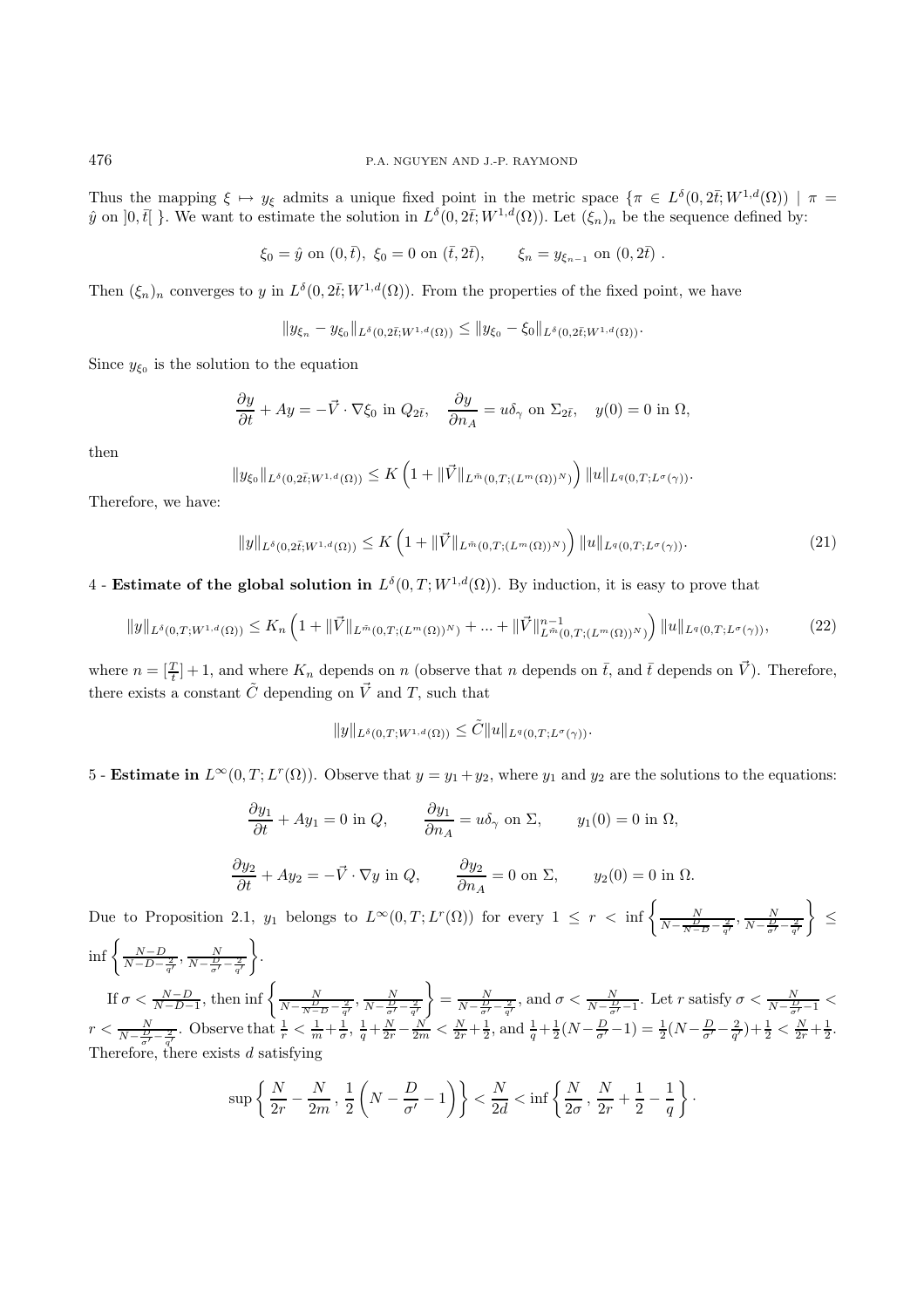Thus the mapping $\xi \mapsto y_\xi$ admits a unique fixed point in the metric space $\{\pi \in L^\delta(0, 2\bar{t}; W^{1,d}(\Omega)) \mid \pi = \hat{y}$ on $]0, \bar{t}[\ \}$. We want to estimate the solution in $L^\delta(0, 2\bar{t}; W^{1,d}(\Omega))$. Let $(\xi_n)_n$ be the sequence defined by:

$$\xi_0 = \hat{y} \text{ on } (0, \bar{t}),\ \xi_0 = 0 \text{ on } (\bar{t}, 2\bar{t}), \qquad \xi_n = y_{\xi_{n-1}} \text{ on } (0, 2\bar{t})\ .$$

Then $(\xi_n)_n$ converges to $y$ in $L^\delta(0, 2\bar{t}; W^{1,d}(\Omega))$. From the properties of the fixed point, we have

$$\|y_{\xi_n} - y_{\xi_0}\|_{L^\delta(0,2\bar{t};W^{1,d}(\Omega))} \leq \|y_{\xi_0} - \xi_0\|_{L^\delta(0,2\bar{t};W^{1,d}(\Omega))}.$$

Since $y_{\xi_0}$ is the solution to the equation

$$\frac{\partial y}{\partial t} + Ay = -\vec{V} \cdot \nabla \xi_0 \text{ in } Q_{2\bar{t}}, \quad \frac{\partial y}{\partial n_A} = u\delta_\gamma \text{ on } \Sigma_{2\bar{t}}, \quad y(0) = 0 \text{ in } \Omega,$$

then

$$\|y_{\xi_0}\|_{L^\delta(0,2\bar{t};W^{1,d}(\Omega))} \leq K \left(1 + \|\vec{V}\|_{L^{\bar{m}}(0,T;(L^m(\Omega))^N)}\right) \|u\|_{L^q(0,T;L^\sigma(\gamma))}.$$

Therefore, we have:

$$\|y\|_{L^\delta(0,2\bar{t};W^{1,d}(\Omega))} \leq K \left(1 + \|\vec{V}\|_{L^{\bar{m}}(0,T;(L^m(\Omega))^N)}\right) \|u\|_{L^q(0,T;L^\sigma(\gamma))}. \tag{21}$$

4 - **Estimate of the global solution in** $L^\delta(0, T; W^{1,d}(\Omega))$. By induction, it is easy to prove that

$$\|y\|_{L^\delta(0,T;W^{1,d}(\Omega))} \leq K_n \left(1 + \|\vec{V}\|_{L^{\bar{m}}(0,T;(L^m(\Omega))^N)} + ... + \|\vec{V}\|^{n-1}_{L^{\bar{m}}(0,T;(L^m(\Omega))^N)}\right) \|u\|_{L^q(0,T;L^\sigma(\gamma))}, \tag{22}$$

where $n = [\frac{T}{\bar{t}}] + 1$, and where $K_n$ depends on $n$ (observe that $n$ depends on $\bar{t}$, and $\bar{t}$ depends on $\vec{V}$). Therefore, there exists a constant $\tilde{C}$ depending on $\vec{V}$ and $T$, such that

$$\|y\|_{L^\delta(0,T;W^{1,d}(\Omega))} \leq \tilde{C} \|u\|_{L^q(0,T;L^\sigma(\gamma))}.$$

5 - **Estimate in** $L^\infty(0, T; L^r(\Omega))$. Observe that $y = y_1 + y_2$, where $y_1$ and $y_2$ are the solutions to the equations:

$$\frac{\partial y_1}{\partial t} + Ay_1 = 0 \text{ in } Q, \qquad \frac{\partial y_1}{\partial n_A} = u\delta_\gamma \text{ on } \Sigma, \qquad y_1(0) = 0 \text{ in } \Omega,$$

$$\frac{\partial y_2}{\partial t} + Ay_2 = -\vec{V} \cdot \nabla y \text{ in } Q, \qquad \frac{\partial y_2}{\partial n_A} = 0 \text{ on } \Sigma, \qquad y_2(0) = 0 \text{ in } \Omega.$$

Due to Proposition 2.1, $y_1$ belongs to $L^\infty(0, T; L^r(\Omega))$ for every $1 \leq r < \inf\left\{\frac{N}{N - \frac{D}{N-D} - \frac{2}{q'}}, \frac{N}{N - \frac{D}{\sigma'} - \frac{2}{q'}}\right\} \leq \inf\left\{\frac{N-D}{N-D-\frac{2}{q'}}, \frac{N}{N-\frac{D}{\sigma'}-\frac{2}{q'}}\right\}$.

If $\sigma < \frac{N-D}{N-D-1}$, then $\inf\left\{\frac{N}{N-\frac{D}{N-D}-\frac{2}{q'}}, \frac{N}{N-\frac{D}{\sigma'}-\frac{2}{q'}}\right\} = \frac{N}{N-\frac{D}{\sigma'}-\frac{2}{q'}}$, and $\sigma < \frac{N}{N-\frac{D}{\sigma'}-1}$. Let $r$ satisfy $\sigma < \frac{N}{N-\frac{D}{\sigma'}-1} < r < \frac{N}{N-\frac{D}{\sigma'}-\frac{2}{q'}}$. Observe that $\frac{1}{r} < \frac{1}{m} + \frac{1}{\sigma}$, $\frac{1}{q} + \frac{N}{2r} - \frac{N}{2m} < \frac{N}{2r} + \frac{1}{2}$, and $\frac{1}{q} + \frac{1}{2}(N - \frac{D}{\sigma'} - 1) = \frac{1}{2}(N - \frac{D}{\sigma'} - \frac{2}{q'}) + \frac{1}{2} < \frac{N}{2r} + \frac{1}{2}$. Therefore, there exists $d$ satisfying

$$\sup\left\{\frac{N}{2r} - \frac{N}{2m}, \frac{1}{2}\left(N - \frac{D}{\sigma'} - 1\right)\right\} < \frac{N}{2d} < \inf\left\{\frac{N}{2\sigma}, \frac{N}{2r} + \frac{1}{2} - \frac{1}{q}\right\}.$$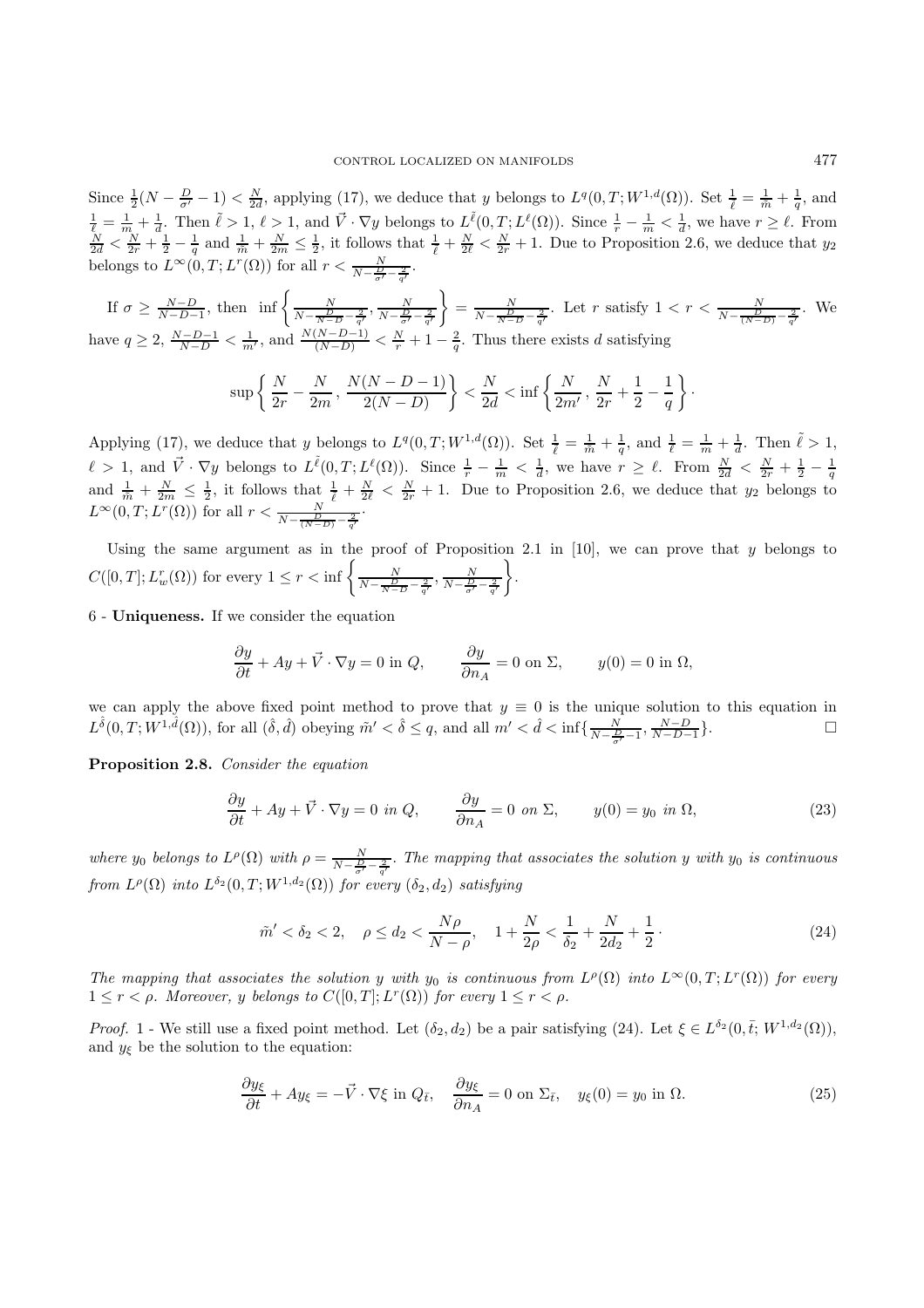Since $\frac{1}{2}(N - \frac{D}{\sigma'} - 1) < \frac{N}{2d}$, applying (17), we deduce that $y$ belongs to $L^q(0,T;W^{1,d}(\Omega))$. Set $\frac{1}{\tilde{\ell}} = \frac{1}{\tilde{m}} + \frac{1}{q}$, and $\frac{1}{\ell} = \frac{1}{m} + \frac{1}{d}$. Then $\tilde{\ell} > 1$, $\ell > 1$, and $\vec{V} \cdot \nabla y$ belongs to $L^{\tilde{\ell}}(0,T;L^{\ell}(\Omega))$. Since $\frac{1}{r} - \frac{1}{m} < \frac{1}{d}$, we have $r \geq \ell$. From $\frac{N}{2d} < \frac{N}{2r} + \frac{1}{2} - \frac{1}{q}$ and $\frac{1}{\tilde{m}} + \frac{N}{2m} \leq \frac{1}{2}$, it follows that $\frac{1}{\tilde{\ell}} + \frac{N}{2\ell} < \frac{N}{2r} + 1$. Due to Proposition 2.6, we deduce that $y_2$ belongs to $L^\infty(0,T;L^r(\Omega))$ for all $r < \frac{N}{N - \frac{D}{\sigma'} - \frac{2}{q'}}$.

If $\sigma \geq \frac{N-D}{N-D-1}$, then $\inf\left\{\frac{N}{N - \frac{D}{N-D} - \frac{2}{q'}}, \frac{N}{N - \frac{D}{\sigma'} - \frac{2}{q'}}\right\} = \frac{N}{N - \frac{D}{N-D} - \frac{2}{q'}}$. Let $r$ satisfy $1 < r < \frac{N}{N - \frac{D}{(N-D)} - \frac{2}{q'}}$. We have $q \geq 2$, $\frac{N-D-1}{N-D} < \frac{1}{m'}$, and $\frac{N(N-D-1)}{(N-D)} < \frac{N}{r} + 1 - \frac{2}{q}$. Thus there exists $d$ satisfying

$$\sup\left\{\frac{N}{2r} - \frac{N}{2m}, \frac{N(N-D-1)}{2(N-D)}\right\} < \frac{N}{2d} < \inf\left\{\frac{N}{2m'}, \frac{N}{2r} + \frac{1}{2} - \frac{1}{q}\right\}.$$

Applying (17), we deduce that $y$ belongs to $L^q(0,T;W^{1,d}(\Omega))$. Set $\frac{1}{\tilde{\ell}} = \frac{1}{\tilde{m}} + \frac{1}{q}$, and $\frac{1}{\ell} = \frac{1}{m} + \frac{1}{d}$. Then $\tilde{\ell} > 1$, $\ell > 1$, and $\vec{V} \cdot \nabla y$ belongs to $L^{\tilde{\ell}}(0,T;L^{\ell}(\Omega))$. Since $\frac{1}{r} - \frac{1}{m} < \frac{1}{d}$, we have $r \geq \ell$. From $\frac{N}{2d} < \frac{N}{2r} + \frac{1}{2} - \frac{1}{q}$ and $\frac{1}{\tilde{m}} + \frac{N}{2m} \leq \frac{1}{2}$, it follows that $\frac{1}{\tilde{\ell}} + \frac{N}{2\ell} < \frac{N}{2r} + 1$. Due to Proposition 2.6, we deduce that $y_2$ belongs to $L^\infty(0,T;L^r(\Omega))$ for all $r < \frac{N}{N - \frac{D}{(N-D)} - \frac{2}{q'}}$.

Using the same argument as in the proof of Proposition 2.1 in [10], we can prove that $y$ belongs to $C([0,T];L^r_w(\Omega))$ for every $1 \leq r < \inf\left\{\frac{N}{N - \frac{D}{N-D} - \frac{2}{q'}}, \frac{N}{N - \frac{D}{\sigma'} - \frac{2}{q'}}\right\}$.

6 - **Uniqueness.** If we consider the equation

$$\frac{\partial y}{\partial t} + Ay + \vec{V} \cdot \nabla y = 0 \text{ in } Q, \qquad \frac{\partial y}{\partial n_A} = 0 \text{ on } \Sigma, \qquad y(0) = 0 \text{ in } \Omega,$$

we can apply the above fixed point method to prove that $y \equiv 0$ is the unique solution to this equation in $L^{\hat{\delta}}(0,T;W^{1,\hat{d}}(\Omega))$, for all $(\hat{\delta}, \hat{d})$ obeying $\tilde{m}' < \hat{\delta} \leq q$, and all $m' < \hat{d} < \inf\{\frac{N}{N - \frac{D}{\sigma'} - 1}, \frac{N-D}{N-D-1}\}$. $\square$

**Proposition 2.8.** *Consider the equation*

$$\frac{\partial y}{\partial t} + Ay + \vec{V} \cdot \nabla y = 0 \text{ in } Q, \qquad \frac{\partial y}{\partial n_A} = 0 \text{ on } \Sigma, \qquad y(0) = y_0 \text{ in } \Omega, \tag{23}$$

*where $y_0$ belongs to $L^\rho(\Omega)$ with $\rho = \frac{N}{N - \frac{D}{\sigma'} - \frac{2}{q'}}$. The mapping that associates the solution $y$ with $y_0$ is continuous from $L^\rho(\Omega)$ into $L^{\delta_2}(0,T;W^{1,d_2}(\Omega))$ for every $(\delta_2, d_2)$ satisfying*

$$\tilde{m}' < \delta_2 < 2, \quad \rho \leq d_2 < \frac{N\rho}{N - \rho}, \quad 1 + \frac{N}{2\rho} < \frac{1}{\delta_2} + \frac{N}{2d_2} + \frac{1}{2}\,. \tag{24}$$

*The mapping that associates the solution $y$ with $y_0$ is continuous from $L^\rho(\Omega)$ into $L^\infty(0,T;L^r(\Omega))$ for every $1 \leq r < \rho$. Moreover, $y$ belongs to $C([0,T];L^r(\Omega))$ for every $1 \leq r < \rho$.*

*Proof.* 1 - We still use a fixed point method. Let $(\delta_2, d_2)$ be a pair satisfying (24). Let $\xi \in L^{\delta_2}(0,\bar{t};W^{1,d_2}(\Omega))$, and $y_\xi$ be the solution to the equation:

$$\frac{\partial y_\xi}{\partial t} + Ay_\xi = -\vec{V} \cdot \nabla \xi \text{ in } Q_{\bar{t}}, \quad \frac{\partial y_\xi}{\partial n_A} = 0 \text{ on } \Sigma_{\bar{t}}, \quad y_\xi(0) = y_0 \text{ in } \Omega. \tag{25}$$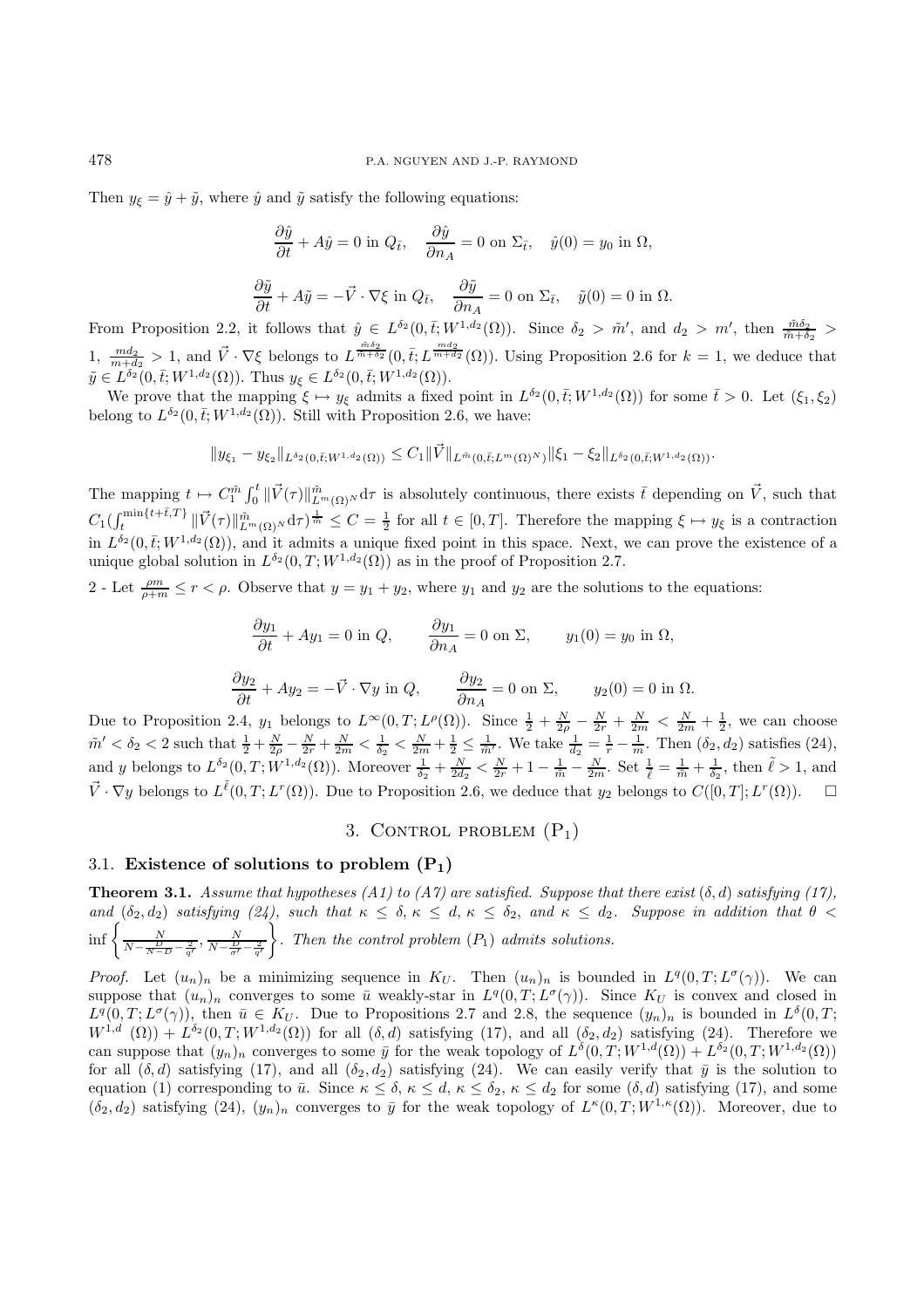Then $y_\xi = \hat{y} + \tilde{y}$, where $\hat{y}$ and $\tilde{y}$ satisfy the following equations:

$$\frac{\partial \hat{y}}{\partial t} + A\hat{y} = 0 \text{ in } Q_{\bar{t}}, \quad \frac{\partial \hat{y}}{\partial n_A} = 0 \text{ on } \Sigma_{\bar{t}}, \quad \hat{y}(0) = y_0 \text{ in } \Omega,$$

$$\frac{\partial \tilde{y}}{\partial t} + A\tilde{y} = -\vec{V}\cdot\nabla\xi \text{ in } Q_{\bar{t}}, \quad \frac{\partial \tilde{y}}{\partial n_A} = 0 \text{ on } \Sigma_{\bar{t}}, \quad \tilde{y}(0) = 0 \text{ in } \Omega.$$

From Proposition 2.2, it follows that $\hat{y} \in L^{\delta_2}(0,\bar{t}; W^{1,d_2}(\Omega))$. Since $\delta_2 > \tilde{m}'$, and $d_2 > m'$, then $\frac{\tilde{m}\delta_2}{\tilde{m}+\delta_2} > 1$, $\frac{md_2}{m+d_2} > 1$, and $\vec{V}\cdot\nabla\xi$ belongs to $L^{\frac{\tilde{m}\delta_2}{\tilde{m}+\delta_2}}(0,\bar{t}; L^{\frac{md_2}{m+d_2}}(\Omega))$. Using Proposition 2.6 for $k=1$, we deduce that $\tilde{y} \in L^{\delta_2}(0,\bar{t}; W^{1,d_2}(\Omega))$. Thus $y_\xi \in L^{\delta_2}(0,\bar{t}; W^{1,d_2}(\Omega))$.

We prove that the mapping $\xi \mapsto y_\xi$ admits a fixed point in $L^{\delta_2}(0,\bar{t}; W^{1,d_2}(\Omega))$ for some $\bar{t} > 0$. Let $(\xi_1, \xi_2)$ belong to $L^{\delta_2}(0,\bar{t}; W^{1,d_2}(\Omega))$. Still with Proposition 2.6, we have:

$$\|y_{\xi_1} - y_{\xi_2}\|_{L^{\delta_2}(0,\bar{t}; W^{1,d_2}(\Omega))} \leq C_1 \|\vec{V}\|_{L^{\tilde{m}}(0,\bar{t}; L^m(\Omega)^N)} \|\xi_1 - \xi_2\|_{L^{\delta_2}(0,\bar{t}; W^{1,d_2}(\Omega))}.$$

The mapping $t \mapsto C_1^{\tilde{m}} \int_0^t \|\vec{V}(\tau)\|^{\tilde{m}}_{L^m(\Omega)^N} \mathrm{d}\tau$ is absolutely continuous, there exists $\bar{t}$ depending on $\vec{V}$, such that $C_1 (\int_t^{\min\{t+\bar{t},T\}} \|\vec{V}(\tau)\|^{\tilde{m}}_{L^m(\Omega)^N} \mathrm{d}\tau)^{\frac{1}{\tilde{m}}} \leq C = \frac{1}{2}$ for all $t \in [0,T]$. Therefore the mapping $\xi \mapsto y_\xi$ is a contraction in $L^{\delta_2}(0,\bar{t}; W^{1,d_2}(\Omega))$, and it admits a unique fixed point in this space. Next, we can prove the existence of a unique global solution in $L^{\delta_2}(0,T; W^{1,d_2}(\Omega))$ as in the proof of Proposition 2.7.

2 - Let $\frac{\rho m}{\rho + m} \leq r < \rho$. Observe that $y = y_1 + y_2$, where $y_1$ and $y_2$ are the solutions to the equations:

$$\frac{\partial y_1}{\partial t} + Ay_1 = 0 \text{ in } Q, \qquad \frac{\partial y_1}{\partial n_A} = 0 \text{ on } \Sigma, \qquad y_1(0) = y_0 \text{ in } \Omega,$$

$$\frac{\partial y_2}{\partial t} + Ay_2 = -\vec{V}\cdot\nabla y \text{ in } Q, \qquad \frac{\partial y_2}{\partial n_A} = 0 \text{ on } \Sigma, \qquad y_2(0) = 0 \text{ in } \Omega.$$

Due to Proposition 2.4, $y_1$ belongs to $L^\infty(0,T; L^\rho(\Omega))$. Since $\frac{1}{2} + \frac{N}{2\rho} - \frac{N}{2r} + \frac{N}{2m} < \frac{N}{2m} + \frac{1}{2}$, we can choose $\tilde{m}' < \delta_2 < 2$ such that $\frac{1}{2} + \frac{N}{2\rho} - \frac{N}{2r} + \frac{N}{2m} < \frac{1}{\delta_2} < \frac{N}{2m} + \frac{1}{2} \leq \frac{1}{\tilde{m}'}$. We take $\frac{1}{d_2} = \frac{1}{r} - \frac{1}{m}$. Then $(\delta_2, d_2)$ satisfies (24), and $y$ belongs to $L^{\delta_2}(0,T; W^{1,d_2}(\Omega))$. Moreover $\frac{1}{\delta_2} + \frac{N}{2d_2} < \frac{N}{2r} + 1 - \frac{1}{\tilde{m}} - \frac{N}{2m}$. Set $\frac{1}{\tilde{\ell}} = \frac{1}{\tilde{m}} + \frac{1}{\delta_2}$, then $\tilde{\ell} > 1$, and $\vec{V}\cdot\nabla y$ belongs to $L^{\tilde{\ell}}(0,T; L^r(\Omega))$. Due to Proposition 2.6, we deduce that $y_2$ belongs to $C([0,T]; L^r(\Omega))$. $\square$

## 3. Control problem $(\mathrm{P}_1)$

### 3.1. Existence of solutions to problem $(\mathbf{P_1})$

**Theorem 3.1.** *Assume that hypotheses (A1) to (A7) are satisfied. Suppose that there exist $(\delta, d)$ satisfying (17), and $(\delta_2, d_2)$ satisfying (24), such that $\kappa \leq \delta$, $\kappa \leq d$, $\kappa \leq \delta_2$, and $\kappa \leq d_2$. Suppose in addition that $\theta < \inf\left\{\frac{N}{N - \frac{D}{N-D} - \frac{2}{q'}}, \frac{N}{N - \frac{D}{\sigma'} - \frac{2}{q'}}\right\}$. Then the control problem $(P_1)$ admits solutions.*

*Proof.* Let $(u_n)_n$ be a minimizing sequence in $K_U$. Then $(u_n)_n$ is bounded in $L^q(0,T; L^\sigma(\gamma))$. We can suppose that $(u_n)_n$ converges to some $\bar{u}$ weakly-star in $L^q(0,T; L^\sigma(\gamma))$. Since $K_U$ is convex and closed in $L^q(0,T; L^\sigma(\gamma))$, then $\bar{u} \in K_U$. Due to Propositions 2.7 and 2.8, the sequence $(y_n)_n$ is bounded in $L^\delta(0,T; W^{1,d}(\Omega)) + L^{\delta_2}(0,T; W^{1,d_2}(\Omega))$ for all $(\delta, d)$ satisfying (17), and all $(\delta_2, d_2)$ satisfying (24). Therefore we can suppose that $(y_n)_n$ converges to some $\bar{y}$ for the weak topology of $L^\delta(0,T; W^{1,d}(\Omega)) + L^{\delta_2}(0,T; W^{1,d_2}(\Omega))$ for all $(\delta, d)$ satisfying (17), and all $(\delta_2, d_2)$ satisfying (24). We can easily verify that $\bar{y}$ is the solution to equation (1) corresponding to $\bar{u}$. Since $\kappa \leq \delta$, $\kappa \leq d$, $\kappa \leq \delta_2$, $\kappa \leq d_2$ for some $(\delta, d)$ satisfying (17), and some $(\delta_2, d_2)$ satisfying (24), $(y_n)_n$ converges to $\bar{y}$ for the weak topology of $L^\kappa(0,T; W^{1,\kappa}(\Omega))$. Moreover, due to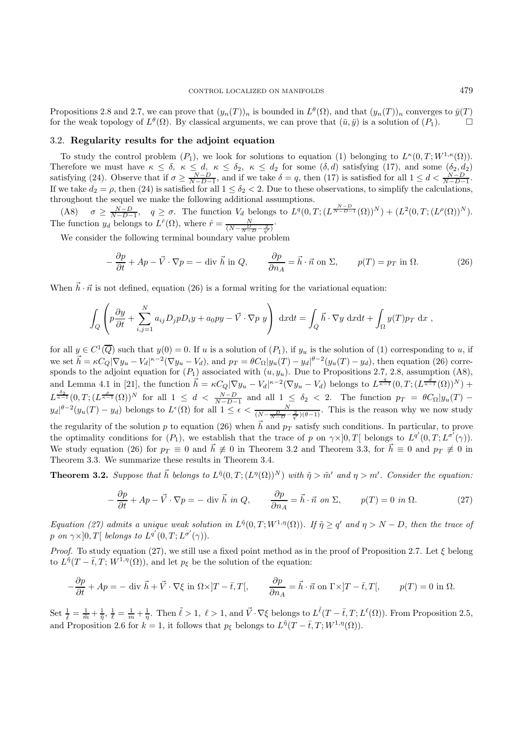Propositions 2.8 and 2.7, we can prove that $(y_n(T))_n$ is bounded in $L^\theta(\Omega)$, and that $(y_n(T))_n$ converges to $\bar{y}(T)$ for the weak topology of $L^\theta(\Omega)$. By classical arguments, we can prove that $(\bar{u}, \bar{y})$ is a solution of $(P_1)$. $\square$

### 3.2. Regularity results for the adjoint equation

To study the control problem $(P_1)$, we look for solutions to equation (1) belonging to $L^\kappa(0, T; W^{1,\kappa}(\Omega))$. Therefore we must have $\kappa \leq \delta$, $\kappa \leq d$, $\kappa \leq \delta_2$, $\kappa \leq d_2$ for some $(\delta, d)$ satisfying (17), and some $(\delta_2, d_2)$ satisfying (24). Observe that if $\sigma \geq \frac{N-D}{N-D-1}$, and if we take $\delta = q$, then (17) is satisfied for all $1 \leq d < \frac{N-D}{N-D-1}$. If we take $d_2 = \rho$, then (24) is satisfied for all $1 \leq \delta_2 < 2$. Due to these observations, to simplify the calculations, throughout the sequel we make the following additional assumptions.

(A8) $\quad \sigma \geq \frac{N-D}{N-D-1}$, $\quad q \geq \sigma$. The function $V_d$ belongs to $L^q(0, T; (L^{\frac{N-D}{N-D-1}}(\Omega))^N) + (L^2(0, T; (L^\rho(\Omega))^N)$. The function $y_d$ belongs to $L^{\hat{r}}(\Omega)$, where $\hat{r} = \frac{N}{(N - \frac{D}{N-D} - \frac{2}{q'})}$.

We consider the following terminal boundary value problem

$$
-\frac{\partial p}{\partial t} + Ap - \vec{V} \cdot \nabla p = -\operatorname{div} \vec{h} \text{ in } Q, \qquad \frac{\partial p}{\partial n_A} = \vec{h} \cdot \vec{n} \text{ on } \Sigma, \qquad p(T) = p_T \text{ in } \Omega. \tag{26}
$$

When $\vec{h} \cdot \vec{n}$ is not defined, equation (26) is a formal writing for the variational equation:

$$
\int_Q \left( p \frac{\partial y}{\partial t} + \sum_{i,j=1}^N a_{ij} D_j p D_i y + a_0 p y - \vec{V} \cdot \nabla p \; y \right) \, \mathrm{d}x \mathrm{d}t = \int_Q \vec{h} \cdot \nabla y \, \mathrm{d}x \mathrm{d}t + \int_\Omega y(T) p_T \, \mathrm{d}x \;,
$$

for all $y \in C^1(\overline{Q})$ such that $y(0) = 0$. If $u$ is a solution of $(P_1)$, if $y_u$ is the solution of (1) corresponding to $u$, if we set $\vec{h} = \kappa C_Q |\nabla y_u - V_d|^{\kappa-2}(\nabla y_u - V_d)$, and $p_T = \theta C_\Omega |y_u(T) - y_d|^{\theta-2}(y_u(T) - y_d)$, then equation (26) corresponds to the adjoint equation for $(P_1)$ associated with $(u, y_u)$. Due to Propositions 2.7, 2.8, assumption (A8), and Lemma 4.1 in [21], the function $\vec{h} = \kappa C_Q |\nabla y_u - V_d|^{\kappa-2}(\nabla y_u - V_d)$ belongs to $L^{\frac{q}{\kappa-1}}(0, T; (L^{\frac{d}{\kappa-1}}(\Omega))^N) + L^{\frac{\delta_2}{\kappa-1}}(0, T; (L^{\frac{\rho}{\kappa-1}}(\Omega))^N$ for all $1 \leq d < \frac{N-D}{N-D-1}$ and all $1 \leq \delta_2 < 2$. The function $p_T = \theta C_\Omega |y_u(T) - y_d|^{\theta-2}(y_u(T) - y_d)$ belongs to $L^\epsilon(\Omega)$ for all $1 \leq \epsilon < \frac{N}{(N - \frac{D}{N-D} - \frac{2}{q'})(\theta-1)}$. This is the reason why we now study the regularity of the solution $p$ to equation (26) when $\vec{h}$ and $p_T$ satisfy such conditions. In particular, to prove the optimality conditions for $(P_1)$, we establish that the trace of $p$ on $\gamma\times]0, T[$ belongs to $L^{q'}(0, T; L^{\sigma'}(\gamma))$. We study equation (26) for $p_T \equiv 0$ and $\vec{h} \not\equiv 0$ in Theorem 3.2 and Theorem 3.3, for $\vec{h} \equiv 0$ and $p_T \not\equiv 0$ in Theorem 3.3. We summarize these results in Theorem 3.4.

**Theorem 3.2.** *Suppose that $\vec{h}$ belongs to $L^{\tilde{\eta}}(0, T; (L^\eta(\Omega))^N)$ with $\tilde{\eta} > \tilde{m}'$ and $\eta > m'$. Consider the equation:*

$$
-\frac{\partial p}{\partial t} + Ap - \vec{V} \cdot \nabla p = -\operatorname{div} \vec{h} \text{ in } Q, \qquad \frac{\partial p}{\partial n_A} = \vec{h} \cdot \vec{n} \text{ on } \Sigma, \qquad p(T) = 0 \text{ in } \Omega. \tag{27}
$$

*Equation (27) admits a unique weak solution in $L^{\tilde{\eta}}(0, T; W^{1,\eta}(\Omega))$. If $\tilde{\eta} \geq q'$ and $\eta > N - D$, then the trace of $p$ on $\gamma\times]0, T[$ belongs to $L^{q'}(0, T; L^{\sigma'}(\gamma))$.*

*Proof.* To study equation (27), we still use a fixed point method as in the proof of Proposition 2.7. Let $\xi$ belong to $L^{\tilde{\eta}}(T - \bar{t}, T; W^{1,\eta}(\Omega))$, and let $p_\xi$ be the solution of the equation:

$$
-\frac{\partial p}{\partial t} + Ap = -\operatorname{div} \vec{h} + \vec{V} \cdot \nabla \xi \text{ in } \Omega\times]T - \bar{t}, T[, \qquad \frac{\partial p}{\partial n_A} = \vec{h} \cdot \vec{n} \text{ on } \Gamma\times]T - \bar{t}, T[, \qquad p(T) = 0 \text{ in } \Omega.
$$

Set $\frac{1}{\tilde{\ell}} = \frac{1}{\tilde{m}} + \frac{1}{\tilde{\eta}}$, $\frac{1}{\ell} = \frac{1}{m} + \frac{1}{\eta}$. Then $\tilde{\ell} > 1$, $\ell > 1$, and $\vec{V} \cdot \nabla \xi$ belongs to $L^{\tilde{\ell}}(T - \bar{t}, T; L^\ell(\Omega))$. From Proposition 2.5, and Proposition 2.6 for $k = 1$, it follows that $p_\xi$ belongs to $L^{\tilde{\eta}}(T - \bar{t}, T; W^{1,\eta}(\Omega))$.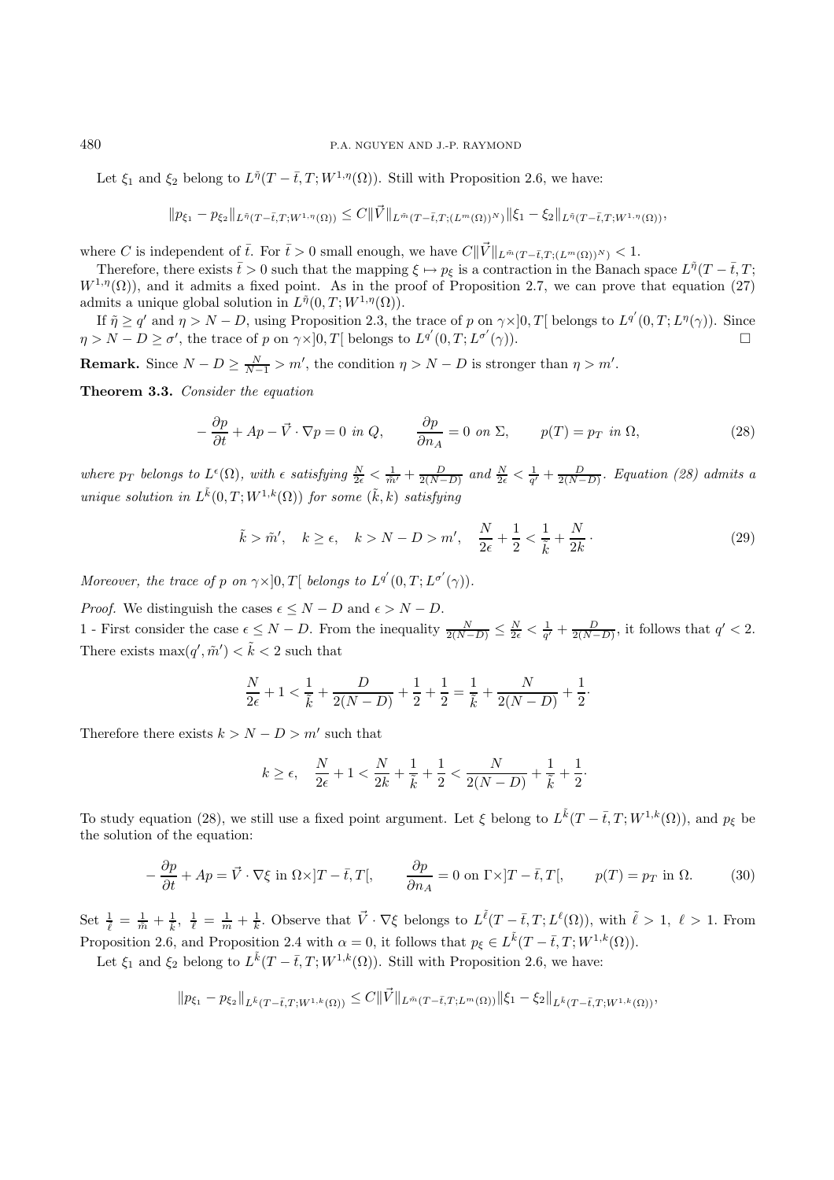Let $\xi_1$ and $\xi_2$ belong to $L^{\tilde\eta}(T-\bar t,T;W^{1,\eta}(\Omega))$. Still with Proposition 2.6, we have:

$$\|p_{\xi_1}-p_{\xi_2}\|_{L^{\tilde\eta}(T-\bar t,T;W^{1,\eta}(\Omega))}\le C\|\vec V\|_{L^{\tilde m}(T-\bar t,T;(L^m(\Omega))^N)}\|\xi_1-\xi_2\|_{L^{\tilde\eta}(T-\bar t,T;W^{1,\eta}(\Omega))},$$

where $C$ is independent of $\bar t$. For $\bar t>0$ small enough, we have $C\|\vec V\|_{L^{\tilde m}(T-\bar t,T;(L^m(\Omega))^N)}<1$.

Therefore, there exists $\bar t>0$ such that the mapping $\xi\mapsto p_\xi$ is a contraction in the Banach space $L^{\tilde\eta}(T-\bar t,T;W^{1,\eta}(\Omega))$, and it admits a fixed point. As in the proof of Proposition 2.7, we can prove that equation (27) admits a unique global solution in $L^{\tilde\eta}(0,T;W^{1,\eta}(\Omega))$.

If $\tilde\eta\ge q'$ and $\eta>N-D$, using Proposition 2.3, the trace of $p$ on $\gamma\times]0,T[$ belongs to $L^{q'}(0,T;L^{\eta}(\gamma))$. Since $\eta>N-D\ge\sigma'$, the trace of $p$ on $\gamma\times]0,T[$ belongs to $L^{q'}(0,T;L^{\sigma'}(\gamma))$. □

**Remark.** Since $N-D\ge\frac{N}{N-1}>m'$, the condition $\eta>N-D$ is stronger than $\eta>m'$.

**Theorem 3.3.** *Consider the equation*

$$-\frac{\partial p}{\partial t}+Ap-\vec V\cdot\nabla p=0 \text{ in } Q,\qquad \frac{\partial p}{\partial n_A}=0 \text{ on } \Sigma,\qquad p(T)=p_T \text{ in } \Omega, \tag{28}$$

*where $p_T$ belongs to $L^\epsilon(\Omega)$, with $\epsilon$ satisfying $\frac{N}{2\epsilon}<\frac{1}{\tilde m'}+\frac{D}{2(N-D)}$ and $\frac{N}{2\epsilon}<\frac{1}{q'}+\frac{D}{2(N-D)}$. Equation (28) admits a unique solution in $L^{\tilde k}(0,T;W^{1,k}(\Omega))$ for some $(\tilde k,k)$ satisfying*

$$\tilde k>\tilde m',\quad k\ge\epsilon,\quad k>N-D>m',\quad \frac{N}{2\epsilon}+\frac12<\frac{1}{\tilde k}+\frac{N}{2k}\cdot \tag{29}$$

*Moreover, the trace of $p$ on $\gamma\times]0,T[$ belongs to $L^{q'}(0,T;L^{\sigma'}(\gamma))$.*

*Proof.* We distinguish the cases $\epsilon\le N-D$ and $\epsilon>N-D$.

1 - First consider the case $\epsilon\le N-D$. From the inequality $\frac{N}{2(N-D)}\le\frac{N}{2\epsilon}<\frac{1}{q'}+\frac{D}{2(N-D)}$, it follows that $q'<2$. There exists $\max(q',\tilde m')<\tilde k<2$ such that

$$\frac{N}{2\epsilon}+1<\frac{1}{\tilde k}+\frac{D}{2(N-D)}+\frac12+\frac12=\frac{1}{\tilde k}+\frac{N}{2(N-D)}+\frac12\cdot$$

Therefore there exists $k>N-D>m'$ such that

$$k\ge\epsilon,\quad \frac{N}{2\epsilon}+1<\frac{N}{2k}+\frac{1}{\tilde k}+\frac12<\frac{N}{2(N-D)}+\frac{1}{\tilde k}+\frac12\cdot$$

To study equation (28), we still use a fixed point argument. Let $\xi$ belong to $L^{\tilde k}(T-\bar t,T;W^{1,k}(\Omega))$, and $p_\xi$ be the solution of the equation:

$$-\frac{\partial p}{\partial t}+Ap=\vec V\cdot\nabla\xi \text{ in } \Omega\times]T-\bar t,T[,\qquad \frac{\partial p}{\partial n_A}=0 \text{ on } \Gamma\times]T-\bar t,T[,\qquad p(T)=p_T \text{ in } \Omega. \tag{30}$$

Set $\frac{1}{\ell}=\frac{1}{m}+\frac{1}{k}$, $\frac{1}{\tilde\ell}=\frac{1}{\tilde m}+\frac{1}{\tilde k}$. Observe that $\vec V\cdot\nabla\xi$ belongs to $L^{\tilde\ell}(T-\bar t,T;L^{\ell}(\Omega))$, with $\tilde\ell>1$, $\ell>1$. From Proposition 2.6, and Proposition 2.4 with $\alpha=0$, it follows that $p_\xi\in L^{\tilde k}(T-\bar t,T;W^{1,k}(\Omega))$.

Let $\xi_1$ and $\xi_2$ belong to $L^{\tilde k}(T-\bar t,T;W^{1,k}(\Omega))$. Still with Proposition 2.6, we have:

$$\|p_{\xi_1}-p_{\xi_2}\|_{L^{\tilde k}(T-\bar t,T;W^{1,k}(\Omega))}\le C\|\vec V\|_{L^{\tilde m}(T-\bar t,T;L^m(\Omega))}\|\xi_1-\xi_2\|_{L^{\tilde k}(T-\bar t,T;W^{1,k}(\Omega))},$$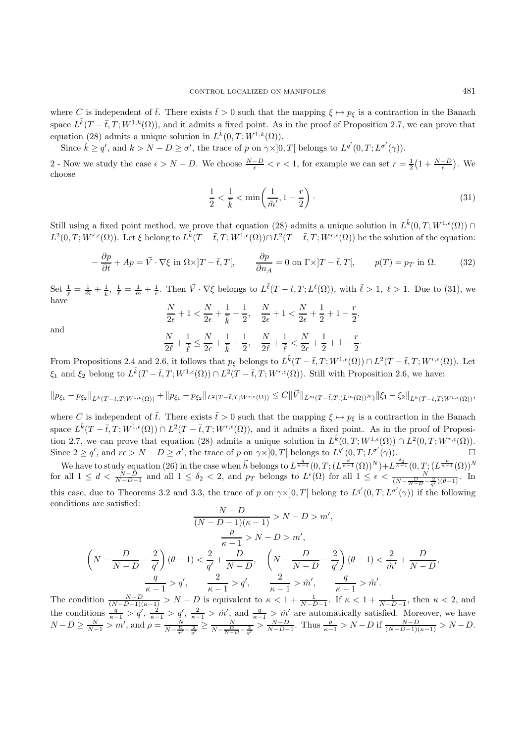where $C$ is independent of $\bar{t}$. There exists $\bar{t} > 0$ such that the mapping $\xi \mapsto p_\xi$ is a contraction in the Banach space $L^{\tilde{k}}(T-\bar{t}, T; W^{1,k}(\Omega))$, and it admits a fixed point. As in the proof of Proposition 2.7, we can prove that equation (28) admits a unique solution in $L^{\tilde{k}}(0, T; W^{1,k}(\Omega))$.

Since $\tilde{k} \geq q'$, and $k > N - D \geq \sigma'$, the trace of $p$ on $\gamma \times ]0, T[$ belongs to $L^{q'}(0, T; L^{\sigma'}(\gamma))$.

2 - Now we study the case $\epsilon > N - D$. We choose $\frac{N-D}{\epsilon} < r < 1$, for example we can set $r = \frac{1}{2}\big(1 + \frac{N-D}{\epsilon}\big)$. We choose

$$\frac{1}{2} < \frac{1}{\tilde{k}} < \min\left(\frac{1}{\tilde{m}'}, 1 - \frac{r}{2}\right) \cdot \tag{31}$$

Still using a fixed point method, we prove that equation (28) admits a unique solution in $L^{\tilde{k}}(0, T; W^{1,\epsilon}(\Omega)) \cap L^2(0, T; W^{r,\epsilon}(\Omega))$. Let $\xi$ belong to $L^{\tilde{k}}(T-\bar{t}, T; W^{1,\epsilon}(\Omega)) \cap L^2(T-\bar{t}, T; W^{r,\epsilon}(\Omega))$ be the solution of the equation:

$$-\frac{\partial p}{\partial t} + Ap = \vec{V} \cdot \nabla \xi \text{ in } \Omega \times ]T-\bar{t}, T[, \qquad \frac{\partial p}{\partial n_A} = 0 \text{ on } \Gamma \times ]T-\bar{t}, T[, \qquad p(T) = p_T \text{ in } \Omega. \tag{32}$$

Set $\frac{1}{\tilde{\ell}} = \frac{1}{\tilde{m}} + \frac{1}{\tilde{k}}$, $\frac{1}{\ell} = \frac{1}{m} + \frac{1}{\epsilon}$. Then $\vec{V} \cdot \nabla \xi$ belongs to $L^{\tilde{\ell}}(T-\bar{t}, T; L^{\ell}(\Omega))$, with $\tilde{\ell} > 1$, $\ell > 1$. Due to (31), we have

$$\frac{N}{2\epsilon} + 1 < \frac{N}{2\epsilon} + \frac{1}{\tilde{k}} + \frac{1}{2}, \quad \frac{N}{2\epsilon} + 1 < \frac{N}{2\epsilon} + \frac{1}{2} + 1 - \frac{r}{2},$$

and

$$\frac{N}{2\ell} + \frac{1}{\tilde{\ell}} \leq \frac{N}{2\epsilon} + \frac{1}{\tilde{k}} + \frac{1}{2}, \quad \frac{N}{2\ell} + \frac{1}{\tilde{\ell}} < \frac{N}{2\epsilon} + \frac{1}{2} + 1 - \frac{r}{2}.$$

From Propositions 2.4 and 2.6, it follows that $p_\xi$ belongs to $L^{\tilde{k}}(T-\bar{t}, T; W^{1,\epsilon}(\Omega)) \cap L^2(T-\bar{t}, T; W^{r,\epsilon}(\Omega))$. Let $\xi_1$ and $\xi_2$ belong to $L^{\tilde{k}}(T-\bar{t}, T; W^{1,\epsilon}(\Omega)) \cap L^2(T-\bar{t}, T; W^{r,\epsilon}(\Omega))$. Still with Proposition 2.6, we have:

$$\|p_{\xi_1} - p_{\xi_2}\|_{L^{\tilde{k}}(T-\bar{t},T;W^{1,\epsilon}(\Omega))} + \|p_{\xi_1} - p_{\xi_2}\|_{L^2(T-\bar{t},T;W^{r,\epsilon}(\Omega))} \leq C\|\vec{V}\|_{L^{\tilde{m}}(T-\bar{t},T;(L^m(\Omega))^N)}\|\xi_1 - \xi_2\|_{L^{\tilde{k}}(T-\bar{t},T;W^{1,\epsilon}(\Omega))},$$

where $C$ is independent of $\bar{t}$. There exists $\bar{t} > 0$ such that the mapping $\xi \mapsto p_\xi$ is a contraction in the Banach space $L^{\tilde{k}}(T-\bar{t}, T; W^{1,\epsilon}(\Omega)) \cap L^2(T-\bar{t}, T; W^{r,\epsilon}(\Omega))$, and it admits a fixed point. As in the proof of Proposition 2.7, we can prove that equation (28) admits a unique solution in $L^{\tilde{k}}(0, T; W^{1,\epsilon}(\Omega)) \cap L^2(0, T; W^{r,\epsilon}(\Omega))$. Since $2 \geq q'$, and $r\epsilon > N - D \geq \sigma'$, the trace of $p$ on $\gamma \times ]0, T[$ belongs to $L^{q'}(0, T; L^{\sigma'}(\gamma))$. $\square$

We have to study equation (26) in the case when $\vec{h}$ belongs to $L^{\frac{q}{\kappa-1}}(0, T; (L^{\frac{d}{\kappa-1}}(\Omega))^N) + L^{\frac{\delta_2}{\kappa-1}}(0, T; (L^{\frac{\rho}{\kappa-1}}(\Omega))^N$ for all $1 \leq d < \frac{N-D}{N-D-1}$ and all $1 \leq \delta_2 < 2$, and $p_T$ belongs to $L^{\epsilon}(\Omega)$ for all $1 \leq \epsilon < \frac{N}{(N - \frac{D}{N-D} - \frac{2}{q'})(\theta - 1)}$. In this case, due to Theorems 3.2 and 3.3, the trace of $p$ on $\gamma \times ]0, T[$ belong to $L^{q'}(0, T; L^{\sigma'}(\gamma))$ if the following conditions are satisfied:

$$\frac{N-D}{(N-D-1)(\kappa-1)} > N - D > m',$$

$$\frac{\rho}{\kappa-1} > N - D > m',$$

$$\left(N - \frac{D}{N-D} - \frac{2}{q'}\right)(\theta - 1) < \frac{2}{q'} + \frac{D}{N-D}, \quad \left(N - \frac{D}{N-D} - \frac{2}{q'}\right)(\theta - 1) < \frac{2}{\tilde{m}'} + \frac{D}{N-D},$$

$$\frac{q}{\kappa-1} > q', \qquad \frac{2}{\kappa-1} > q', \qquad \frac{2}{\kappa-1} > \tilde{m}', \qquad \frac{q}{\kappa-1} > \tilde{m}'.$$

The condition $\frac{N-D}{(N-D-1)(\kappa-1)} > N - D$ is equivalent to $\kappa < 1 + \frac{1}{N-D-1}$. If $\kappa < 1 + \frac{1}{N-D-1}$, then $\kappa < 2$, and the conditions $\frac{q}{\kappa-1} > q'$, $\frac{2}{\kappa-1} > q'$, $\frac{2}{\kappa-1} > \tilde{m}'$, and $\frac{q}{\kappa-1} > \tilde{m}'$ are automatically satisfied. Moreover, we have $N - D \geq \frac{N}{N-1} > m'$, and $\rho = \frac{N}{N - \frac{D}{\sigma'} - \frac{2}{q'}} \geq \frac{N}{N - \frac{D}{N-D} - \frac{2}{q'}} > \frac{N-D}{N-D-1}$. Thus $\frac{\rho}{\kappa-1} > N - D$ if $\frac{N-D}{(N-D-1)(\kappa-1)} > N - D$.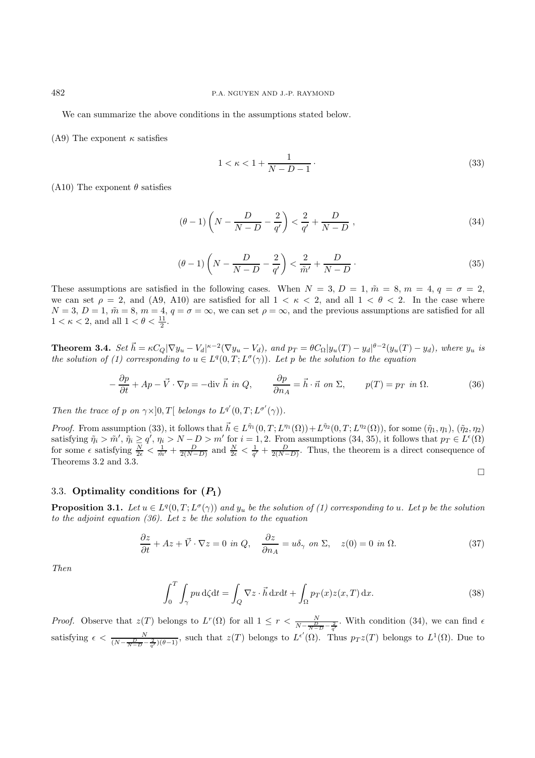We can summarize the above conditions in the assumptions stated below.

(A9) The exponent $\kappa$ satisfies

$$1 < \kappa < 1 + \frac{1}{N - D - 1} \cdot \tag{33}$$

(A10) The exponent $\theta$ satisfies

$$(\theta - 1)\left(N - \frac{D}{N-D} - \frac{2}{q'}\right) < \frac{2}{q'} + \frac{D}{N-D}\ , \tag{34}$$

$$(\theta - 1)\left(N - \frac{D}{N-D} - \frac{2}{q'}\right) < \frac{2}{\tilde{m}'} + \frac{D}{N-D} \cdot \tag{35}$$

These assumptions are satisfied in the following cases. When $N = 3$, $D = 1$, $\tilde{m} = 8$, $m = 4$, $q = \sigma = 2$, we can set $\rho = 2$, and (A9, A10) are satisfied for all $1 < \kappa < 2$, and all $1 < \theta < 2$. In the case where $N = 3$, $D = 1$, $\tilde{m} = 8$, $m = 4$, $q = \sigma = \infty$, we can set $\rho = \infty$, and the previous assumptions are satisfied for all $1 < \kappa < 2$, and all $1 < \theta < \frac{11}{2}$.

**Theorem 3.4.** *Set $\vec{h} = \kappa C_Q |\nabla y_u - V_d|^{\kappa - 2}(\nabla y_u - V_d)$, and $p_T = \theta C_\Omega |y_u(T) - y_d|^{\theta-2}(y_u(T) - y_d)$, where $y_u$ is the solution of (1) corresponding to $u \in L^q(0,T; L^\sigma(\gamma))$. Let $p$ be the solution to the equation*

$$-\frac{\partial p}{\partial t} + Ap - \vec{V} \cdot \nabla p = -\text{div}\ \vec{h}\ \text{in}\ Q, \qquad \frac{\partial p}{\partial n_A} = \vec{h} \cdot \vec{n}\ \text{on}\ \Sigma, \qquad p(T) = p_T\ \text{in}\ \Omega. \tag{36}$$

*Then the trace of $p$ on $\gamma \times ]0, T[$ belongs to $L^{q'}(0, T; L^{\sigma'}(\gamma))$.*

*Proof.* From assumption (33), it follows that $\vec{h} \in L^{\tilde{\eta}_1}(0, T; L^{\eta_1}(\Omega)) + L^{\tilde{\eta}_2}(0, T; L^{\eta_2}(\Omega))$, for some $(\tilde{\eta}_1, \eta_1)$, $(\tilde{\eta}_2, \eta_2)$ satisfying $\tilde{\eta}_i > \tilde{m}'$, $\tilde{\eta}_i \geq q'$, $\eta_i > N - D > m'$ for $i = 1, 2$. From assumptions (34, 35), it follows that $p_T \in L^\epsilon(\Omega)$ for some $\epsilon$ satisfying $\frac{N}{2\epsilon} < \frac{1}{\tilde{m}'} + \frac{D}{2(N-D)}$ and $\frac{N}{2\epsilon} < \frac{1}{q'} + \frac{D}{2(N-D)}$. Thus, the theorem is a direct consequence of Theorems 3.2 and 3.3. $\square$

### 3.3. Optimality conditions for $(P_1)$

**Proposition 3.1.** *Let $u \in L^q(0, T; L^\sigma(\gamma))$ and $y_u$ be the solution of (1) corresponding to $u$. Let $p$ be the solution to the adjoint equation (36). Let $z$ be the solution to the equation*

$$\frac{\partial z}{\partial t} + Az + \vec{V} \cdot \nabla z = 0\ \text{in}\ Q, \quad \frac{\partial z}{\partial n_A} = u\delta_\gamma\ \text{on}\ \Sigma, \quad z(0) = 0\ \text{in}\ \Omega. \tag{37}$$

*Then*

$$\int_0^T \int_\gamma pu\, \mathrm{d}\zeta \mathrm{d}t = \int_Q \nabla z \cdot \vec{h}\, \mathrm{d}x\mathrm{d}t + \int_\Omega p_T(x) z(x, T)\, \mathrm{d}x. \tag{38}$$

*Proof.* Observe that $z(T)$ belongs to $L^r(\Omega)$ for all $1 \leq r < \frac{N}{N - \frac{D}{N-D} - \frac{2}{q'}}$. With condition (34), we can find $\epsilon$ satisfying $\epsilon < \frac{N}{(N - \frac{D}{N-D} - \frac{2}{q'})(\theta - 1)}$, such that $z(T)$ belongs to $L^{\epsilon'}(\Omega)$. Thus $p_T z(T)$ belongs to $L^1(\Omega)$. Due to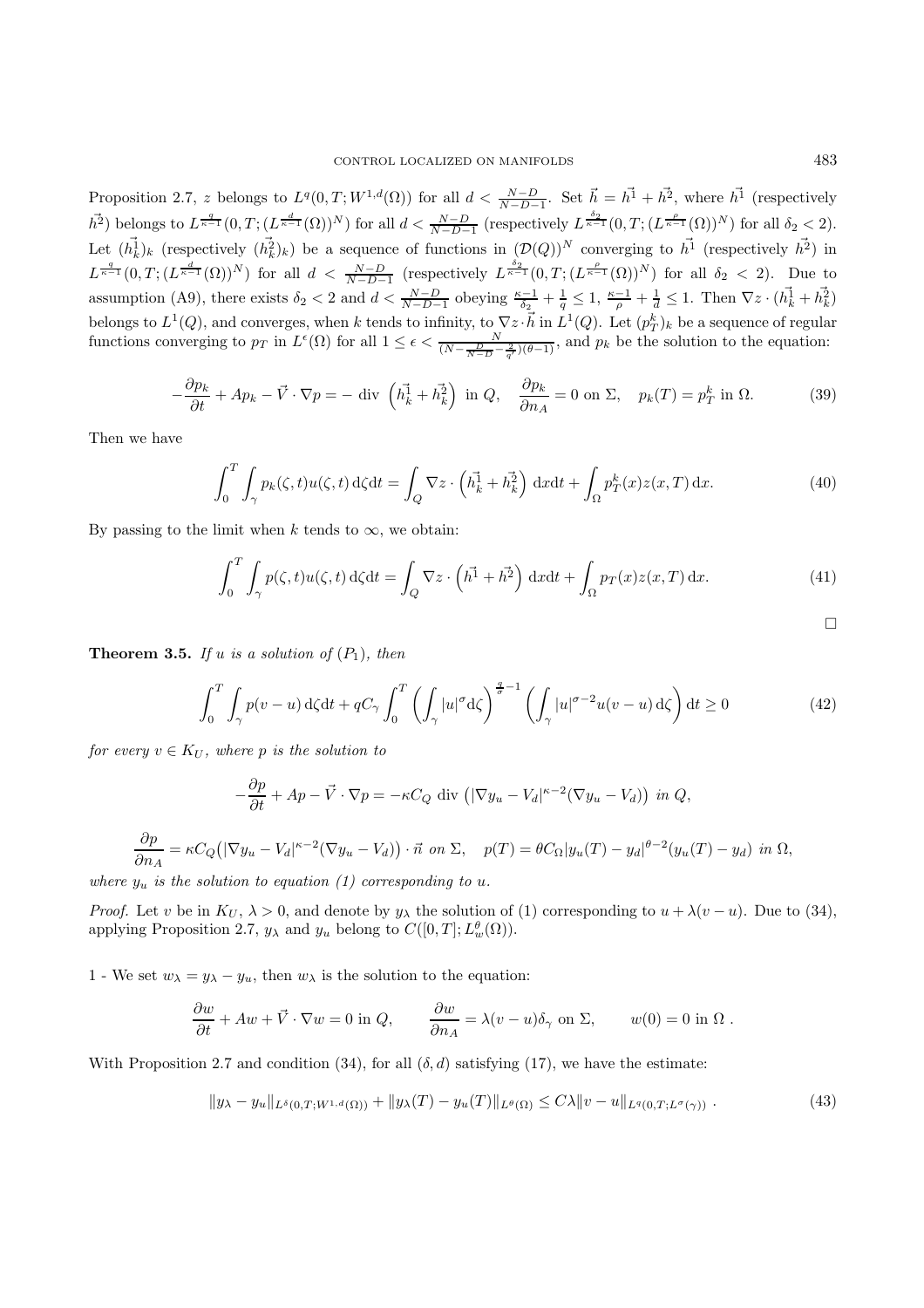Proposition 2.7, $z$ belongs to $L^q(0,T;W^{1,d}(\Omega))$ for all $d < \frac{N-D}{N-D-1}$. Set $\vec{h} = \vec{h^1} + \vec{h^2}$, where $\vec{h^1}$ (respectively $\vec{h^2}$) belongs to $L^{\frac{q}{\kappa-1}}(0,T;(L^{\frac{d}{\kappa-1}}(\Omega))^N)$ for all $d < \frac{N-D}{N-D-1}$ (respectively $L^{\frac{\delta_2}{\kappa-1}}(0,T;(L^{\frac{\rho}{\kappa-1}}(\Omega))^N)$ for all $\delta_2 < 2$). Let $(\vec{h_k^1})_k$ (respectively $(\vec{h_k^2})_k$) be a sequence of functions in $(\mathcal{D}(Q))^N$ converging to $\vec{h^1}$ (respectively $\vec{h^2}$) in $L^{\frac{q}{\kappa-1}}(0,T;(L^{\frac{d}{\kappa-1}}(\Omega))^N)$ for all $d < \frac{N-D}{N-D-1}$ (respectively $L^{\frac{\delta_2}{\kappa-1}}(0,T;(L^{\frac{\rho}{\kappa-1}}(\Omega))^N)$ for all $\delta_2 < 2$). Due to assumption (A9), there exists $\delta_2 < 2$ and $d < \frac{N-D}{N-D-1}$ obeying $\frac{\kappa-1}{\delta_2} + \frac{1}{q} \leq 1$, $\frac{\kappa-1}{\rho} + \frac{1}{d} \leq 1$. Then $\nabla z \cdot (\vec{h_k^1} + \vec{h_k^2})$ belongs to $L^1(Q)$, and converges, when $k$ tends to infinity, to $\nabla z \cdot \vec{h}$ in $L^1(Q)$. Let $(p_T^k)_k$ be a sequence of regular functions converging to $p_T$ in $L^\epsilon(\Omega)$ for all $1 \leq \epsilon < \frac{N}{(N-\frac{D}{N-D}-\frac{2}{q'})(\theta-1)}$, and $p_k$ be the solution to the equation:

$$-\frac{\partial p_k}{\partial t} + Ap_k - \vec{V} \cdot \nabla p = -\text{ div } \left(\vec{h_k^1} + \vec{h_k^2}\right) \text{ in } Q, \quad \frac{\partial p_k}{\partial n_A} = 0 \text{ on } \Sigma, \quad p_k(T) = p_T^k \text{ in } \Omega. \tag{39}$$

Then we have

$$\int_0^T \int_\gamma p_k(\zeta,t) u(\zeta,t)\, \mathrm{d}\zeta \mathrm{d}t = \int_Q \nabla z \cdot \left(\vec{h_k^1} + \vec{h_k^2}\right) \mathrm{d}x\mathrm{d}t + \int_\Omega p_T^k(x) z(x,T)\, \mathrm{d}x. \tag{40}$$

By passing to the limit when $k$ tends to $\infty$, we obtain:

$$\int_0^T \int_\gamma p(\zeta,t) u(\zeta,t)\, \mathrm{d}\zeta \mathrm{d}t = \int_Q \nabla z \cdot \left(\vec{h^1} + \vec{h^2}\right) \mathrm{d}x\mathrm{d}t + \int_\Omega p_T(x) z(x,T)\, \mathrm{d}x. \tag{41}$$

□

**Theorem 3.5.** *If $u$ is a solution of $(P_1)$, then*

$$\int_0^T \int_\gamma p(v-u)\, \mathrm{d}\zeta \mathrm{d}t + qC_\gamma \int_0^T \left(\int_\gamma |u|^\sigma \mathrm{d}\zeta\right)^{\frac{q}{\sigma}-1} \left(\int_\gamma |u|^{\sigma-2} u(v-u)\, \mathrm{d}\zeta\right) \mathrm{d}t \geq 0 \tag{42}$$

*for every $v \in K_U$, where $p$ is the solution to*

$$-\frac{\partial p}{\partial t} + Ap - \vec{V} \cdot \nabla p = -\kappa C_Q \text{ div } \left(|\nabla y_u - V_d|^{\kappa-2}(\nabla y_u - V_d)\right) \text{ in } Q,$$

$$\frac{\partial p}{\partial n_A} = \kappa C_Q \big(|\nabla y_u - V_d|^{\kappa-2}(\nabla y_u - V_d)\big) \cdot \vec{n} \text{ on } \Sigma, \quad p(T) = \theta C_\Omega |y_u(T) - y_d|^{\theta-2}(y_u(T) - y_d) \text{ in } \Omega,$$

*where $y_u$ is the solution to equation (1) corresponding to $u$.*

*Proof.* Let $v$ be in $K_U$, $\lambda > 0$, and denote by $y_\lambda$ the solution of (1) corresponding to $u + \lambda(v-u)$. Due to (34), applying Proposition 2.7, $y_\lambda$ and $y_u$ belong to $C([0,T];L_w^\theta(\Omega))$.

1 - We set $w_\lambda = y_\lambda - y_u$, then $w_\lambda$ is the solution to the equation:

$$\frac{\partial w}{\partial t} + Aw + \vec{V} \cdot \nabla w = 0 \text{ in } Q, \qquad \frac{\partial w}{\partial n_A} = \lambda(v-u)\delta_\gamma \text{ on } \Sigma, \qquad w(0) = 0 \text{ in } \Omega\,.$$

With Proposition 2.7 and condition (34), for all $(\delta, d)$ satisfying (17), we have the estimate:

$$\|y_\lambda - y_u\|_{L^\delta(0,T;W^{1,d}(\Omega))} + \|y_\lambda(T) - y_u(T)\|_{L^\theta(\Omega)} \leq C\lambda \|v-u\|_{L^q(0,T;L^\sigma(\gamma))}\,. \tag{43}$$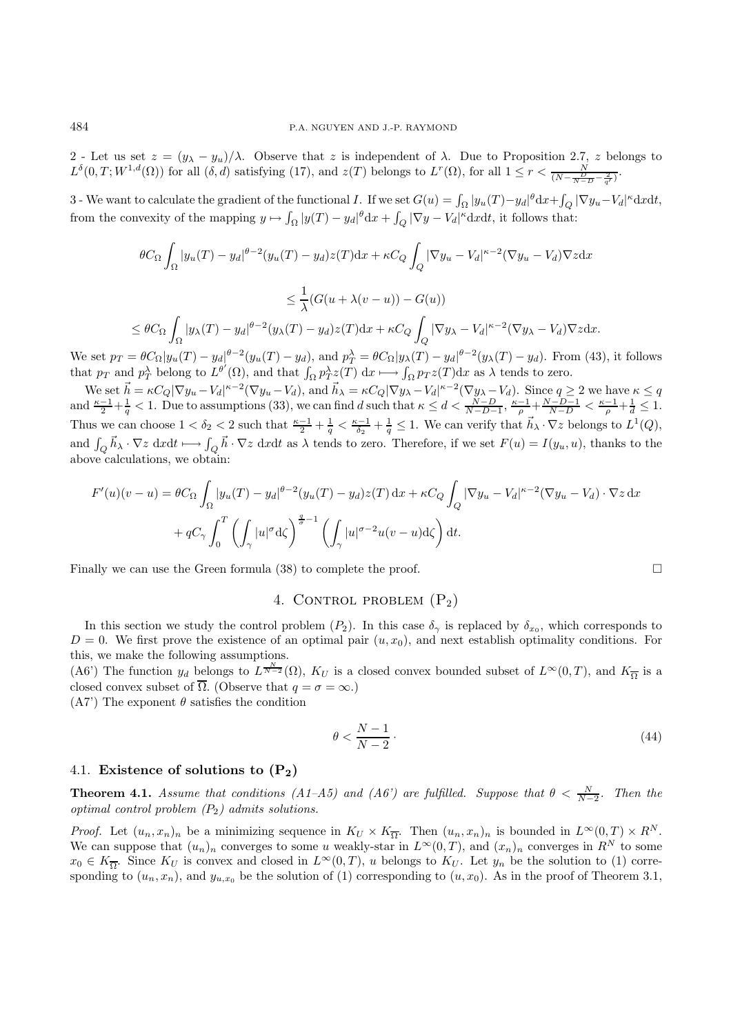2 - Let us set $z = (y_\lambda - y_u)/\lambda$. Observe that $z$ is independent of $\lambda$. Due to Proposition 2.7, $z$ belongs to $L^\delta(0,T;W^{1,d}(\Omega))$ for all $(\delta, d)$ satisfying (17), and $z(T)$ belongs to $L^r(\Omega)$, for all $1 \le r < \frac{N}{(N - \frac{D}{N-D} - \frac{2}{q'})}$.

3 - We want to calculate the gradient of the functional $I$. If we set $G(u) = \int_\Omega |y_u(T) - y_d|^\theta \mathrm{d}x + \int_Q |\nabla y_u - V_d|^\kappa \mathrm{d}x\mathrm{d}t$, from the convexity of the mapping $y \mapsto \int_\Omega |y(T) - y_d|^\theta \mathrm{d}x + \int_Q |\nabla y - V_d|^\kappa \mathrm{d}x\mathrm{d}t$, it follows that:

$$
\theta C_\Omega \int_\Omega |y_u(T) - y_d|^{\theta-2}(y_u(T) - y_d)z(T)\mathrm{d}x + \kappa C_Q \int_Q |\nabla y_u - V_d|^{\kappa-2}(\nabla y_u - V_d)\nabla z \mathrm{d}x
$$

$$
\le \frac{1}{\lambda}(G(u + \lambda(v-u)) - G(u))
$$

$$
\le \theta C_\Omega \int_\Omega |y_\lambda(T) - y_d|^{\theta-2}(y_\lambda(T) - y_d)z(T)\mathrm{d}x + \kappa C_Q \int_Q |\nabla y_\lambda - V_d|^{\kappa-2}(\nabla y_\lambda - V_d)\nabla z \mathrm{d}x.
$$

We set $p_T = \theta C_\Omega |y_u(T) - y_d|^{\theta-2}(y_u(T) - y_d)$, and $p_T^\lambda = \theta C_\Omega |y_\lambda(T) - y_d|^{\theta-2}(y_\lambda(T) - y_d)$. From (43), it follows that $p_T$ and $p_T^\lambda$ belong to $L^{\theta'}(\Omega)$, and that $\int_\Omega p_T^\lambda z(T)\ \mathrm{d}x \longmapsto \int_\Omega p_T z(T)\mathrm{d}x$ as $\lambda$ tends to zero.

We set $\vec{h} = \kappa C_Q |\nabla y_u - V_d|^{\kappa-2}(\nabla y_u - V_d)$, and $\vec{h}_\lambda = \kappa C_Q |\nabla y_\lambda - V_d|^{\kappa-2}(\nabla y_\lambda - V_d)$. Since $q \ge 2$ we have $\kappa \le q$ and $\frac{\kappa-1}{2} + \frac{1}{q} < 1$. Due to assumptions (33), we can find $d$ such that $\kappa \le d < \frac{N-D}{N-D-1}$, $\frac{\kappa-1}{\rho} + \frac{N-D-1}{N-D} < \frac{\kappa-1}{\rho} + \frac{1}{d} \le 1$. Thus we can choose $1 < \delta_2 < 2$ such that $\frac{\kappa-1}{2} + \frac{1}{q} < \frac{\kappa-1}{\delta_2} + \frac{1}{q} \le 1$. We can verify that $\vec{h}_\lambda \cdot \nabla z$ belongs to $L^1(Q)$, and $\int_Q \vec{h}_\lambda \cdot \nabla z\ \mathrm{d}x\mathrm{d}t \longmapsto \int_Q \vec{h} \cdot \nabla z\ \mathrm{d}x\mathrm{d}t$ as $\lambda$ tends to zero. Therefore, if we set $F(u) = I(y_u, u)$, thanks to the above calculations, we obtain:

$$
F'(u)(v-u) = \theta C_\Omega \int_\Omega |y_u(T) - y_d|^{\theta-2}(y_u(T) - y_d)z(T)\,\mathrm{d}x + \kappa C_Q \int_Q |\nabla y_u - V_d|^{\kappa-2}(\nabla y_u - V_d)\cdot \nabla z \,\mathrm{d}x
$$

$$
+ qC_\gamma \int_0^T \left(\int_\gamma |u|^\sigma \mathrm{d}\zeta\right)^{\frac{q}{\sigma}-1} \left(\int_\gamma |u|^{\sigma-2}u(v-u)\mathrm{d}\zeta\right)\mathrm{d}t.
$$

Finally we can use the Green formula (38) to complete the proof. $\square$

## 4. Control problem $(\mathrm{P}_2)$

In this section we study the control problem $(P_2)$. In this case $\delta_\gamma$ is replaced by $\delta_{x_0}$, which corresponds to $D = 0$. We first prove the existence of an optimal pair $(u, x_0)$, and next establish optimality conditions. For this, we make the following assumptions.

(A6') The function $y_d$ belongs to $L^{\frac{N}{N-2}}(\Omega)$, $K_U$ is a closed convex bounded subset of $L^\infty(0,T)$, and $K_{\overline{\Omega}}$ is a closed convex subset of $\overline{\Omega}$. (Observe that $q = \sigma = \infty$.)

(A7') The exponent $\theta$ satisfies the condition

$$
\theta < \frac{N-1}{N-2}\,. \tag{44}
$$

### 4.1. Existence of solutions to $(\mathbf{P_2})$

**Theorem 4.1.** *Assume that conditions (A1–A5) and (A6') are fulfilled. Suppose that $\theta < \frac{N}{N-2}$. Then the optimal control problem $(P_2)$ admits solutions.*

*Proof.* Let $(u_n, x_n)_n$ be a minimizing sequence in $K_U \times K_{\overline{\Omega}}$. Then $(u_n, x_n)_n$ is bounded in $L^\infty(0,T) \times R^N$. We can suppose that $(u_n)_n$ converges to some $u$ weakly-star in $L^\infty(0,T)$, and $(x_n)_n$ converges in $R^N$ to some $x_0 \in K_{\overline{\Omega}}$. Since $K_U$ is convex and closed in $L^\infty(0,T)$, $u$ belongs to $K_U$. Let $y_n$ be the solution to (1) corresponding to $(u_n, x_n)$, and $y_{u,x_0}$ be the solution of (1) corresponding to $(u, x_0)$. As in the proof of Theorem 3.1,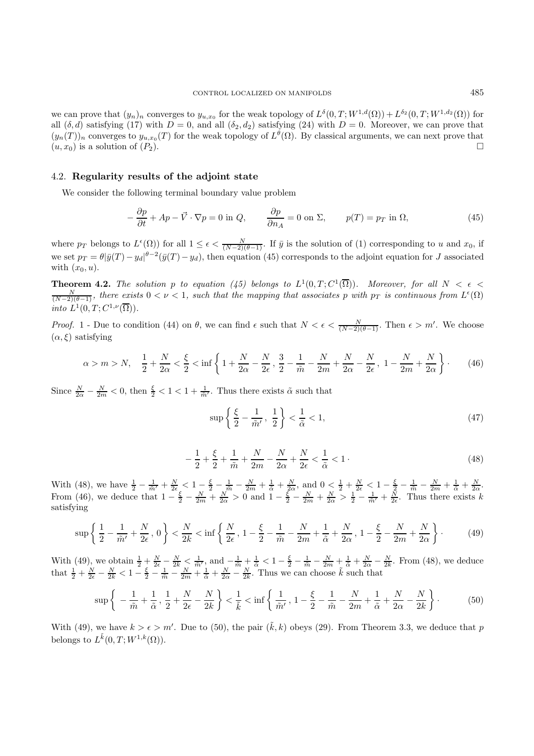we can prove that $(y_n)_n$ converges to $y_{u,x_0}$ for the weak topology of $L^\delta(0,T;W^{1,d}(\Omega)) + L^{\delta_2}(0,T;W^{1,d_2}(\Omega))$ for all $(\delta,d)$ satisfying (17) with $D=0$, and all $(\delta_2,d_2)$ satisfying (24) with $D=0$. Moreover, we can prove that $(y_n(T))_n$ converges to $y_{u,x_0}(T)$ for the weak topology of $L^\theta(\Omega)$. By classical arguments, we can next prove that $(u,x_0)$ is a solution of $(P_2)$. $\square$

### 4.2. **Regularity results of the adjoint state**

We consider the following terminal boundary value problem

$$-\frac{\partial p}{\partial t} + Ap - \vec{V}\cdot\nabla p = 0 \text{ in } Q, \qquad \frac{\partial p}{\partial n_A} = 0 \text{ on } \Sigma, \qquad p(T) = p_T \text{ in } \Omega, \tag{45}$$

where $p_T$ belongs to $L^\epsilon(\Omega))$ for all $1 \le \epsilon < \frac{N}{(N-2)(\theta-1)}$. If $\bar{y}$ is the solution of (1) corresponding to $u$ and $x_0$, if we set $p_T = \theta|\bar{y}(T)-y_d|^{\theta-2}(\bar{y}(T)-y_d)$, then equation (45) corresponds to the adjoint equation for $J$ associated with $(x_0,u)$.

**Theorem 4.2.** *The solution $p$ to equation (45) belongs to $L^1(0,T;C^1(\overline{\Omega}))$. Moreover, for all $N < \epsilon < \frac{N}{(N-2)(\theta-1)}$, there exists $0<\nu<1$, such that the mapping that associates $p$ with $p_T$ is continuous from $L^\epsilon(\Omega)$ into $L^1(0,T;C^{1,\nu}(\overline{\Omega}))$.*

*Proof.* 1 - Due to condition (44) on $\theta$, we can find $\epsilon$ such that $N < \epsilon < \frac{N}{(N-2)(\theta-1)}$. Then $\epsilon > m'$. We choose $(\alpha,\xi)$ satisfying

$$\alpha > m > N, \quad \frac{1}{2} + \frac{N}{2\alpha} < \frac{\xi}{2} < \inf\left\{ 1 + \frac{N}{2\alpha} - \frac{N}{2\epsilon},\, \frac{3}{2} - \frac{1}{\tilde{m}} - \frac{N}{2m} + \frac{N}{2\alpha} - \frac{N}{2\epsilon},\, 1 - \frac{N}{2m} + \frac{N}{2\alpha} \right\}\cdot \tag{46}$$

Since $\frac{N}{2\alpha} - \frac{N}{2m} < 0$, then $\frac{\xi}{2} < 1 < 1 + \frac{1}{\tilde{m}'}$. Thus there exists $\tilde{\alpha}$ such that

$$\sup\left\{ \frac{\xi}{2} - \frac{1}{\tilde{m}'},\, \frac{1}{2} \right\} < \frac{1}{\tilde{\alpha}} < 1, \tag{47}$$

$$-\frac{1}{2} + \frac{\xi}{2} + \frac{1}{\tilde{m}} + \frac{N}{2m} - \frac{N}{2\alpha} + \frac{N}{2\epsilon} < \frac{1}{\tilde{\alpha}} < 1\cdot \tag{48}$$

With (48), we have $\frac{1}{2} - \frac{1}{\tilde{m}'} + \frac{N}{2\epsilon} < 1 - \frac{\xi}{2} - \frac{1}{\tilde{m}} - \frac{N}{2m} + \frac{1}{\tilde{\alpha}} + \frac{N}{2\alpha}$, and $0 < \frac{1}{2} + \frac{N}{2\epsilon} < 1 - \frac{\xi}{2} - \frac{1}{\tilde{m}} - \frac{N}{2m} + \frac{1}{\tilde{\alpha}} + \frac{N}{2\alpha}$. From (46), we deduce that $1 - \frac{\xi}{2} - \frac{N}{2m} + \frac{N}{2\alpha} > 0$ and $1 - \frac{\xi}{2} - \frac{N}{2m} + \frac{N}{2\alpha} > \frac{1}{2} - \frac{1}{\tilde{m}'} + \frac{N}{2\epsilon}$. Thus there exists $k$ satisfying

$$\sup\left\{ \frac{1}{2} - \frac{1}{\tilde{m}'} + \frac{N}{2\epsilon},\, 0 \right\} < \frac{N}{2k} < \inf\left\{ \frac{N}{2\epsilon},\, 1 - \frac{\xi}{2} - \frac{1}{\tilde{m}} - \frac{N}{2m} + \frac{1}{\tilde{\alpha}} + \frac{N}{2\alpha},\, 1 - \frac{\xi}{2} - \frac{N}{2m} + \frac{N}{2\alpha} \right\}\cdot \tag{49}$$

With (49), we obtain $\frac{1}{2} + \frac{N}{2\epsilon} - \frac{N}{2k} < \frac{1}{\tilde{m}'}$, and $-\frac{1}{\tilde{m}} + \frac{1}{\tilde{\alpha}} < 1 - \frac{\xi}{2} - \frac{1}{\tilde{m}} - \frac{N}{2m} + \frac{1}{\tilde{\alpha}} + \frac{N}{2\alpha} - \frac{N}{2k}$. From (48), we deduce that $\frac{1}{2} + \frac{N}{2\epsilon} - \frac{N}{2k} < 1 - \frac{\xi}{2} - \frac{1}{\tilde{m}} - \frac{N}{2m} + \frac{1}{\tilde{\alpha}} + \frac{N}{2\alpha} - \frac{N}{2k}$. Thus we can choose $\tilde{k}$ such that

$$\sup\left\{ -\frac{1}{\tilde{m}} + \frac{1}{\tilde{\alpha}},\, \frac{1}{2} + \frac{N}{2\epsilon} - \frac{N}{2k} \right\} < \frac{1}{\tilde{k}} < \inf\left\{ \frac{1}{\tilde{m}'},\, 1 - \frac{\xi}{2} - \frac{1}{\tilde{m}} - \frac{N}{2m} + \frac{1}{\tilde{\alpha}} + \frac{N}{2\alpha} - \frac{N}{2k} \right\}\cdot \tag{50}$$

With (49), we have $k > \epsilon > m'$. Due to (50), the pair $(\tilde{k},k)$ obeys (29). From Theorem 3.3, we deduce that $p$ belongs to $L^{\tilde{k}}(0,T;W^{1,k}(\Omega))$.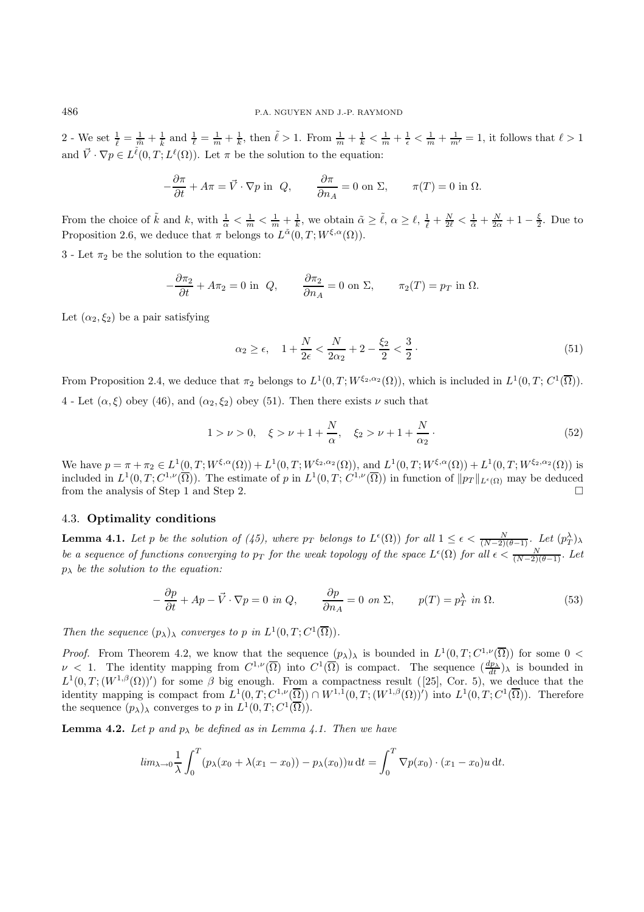2 - We set $\frac{1}{\tilde{\ell}} = \frac{1}{\tilde{m}} + \frac{1}{k}$ and $\frac{1}{\ell} = \frac{1}{m} + \frac{1}{k}$, then $\tilde{\ell} > 1$. From $\frac{1}{m} + \frac{1}{k} < \frac{1}{m} + \frac{1}{\epsilon} < \frac{1}{m} + \frac{1}{m'} = 1$, it follows that $\ell > 1$ and $\vec{V} \cdot \nabla p \in L^{\tilde{\ell}}(0, T; L^{\ell}(\Omega))$. Let $\pi$ be the solution to the equation:

$$-\frac{\partial \pi}{\partial t} + A\pi = \vec{V} \cdot \nabla p \text{ in } Q, \qquad \frac{\partial \pi}{\partial n_A} = 0 \text{ on } \Sigma, \qquad \pi(T) = 0 \text{ in } \Omega.$$

From the choice of $\tilde{k}$ and $k$, with $\frac{1}{\alpha} < \frac{1}{m} < \frac{1}{m} + \frac{1}{k}$, we obtain $\tilde{\alpha} \geq \tilde{\ell}$, $\alpha \geq \ell$, $\frac{1}{\ell} + \frac{N}{2\ell} < \frac{1}{\tilde{\alpha}} + \frac{N}{2\alpha} + 1 - \frac{\xi}{2}$. Due to Proposition 2.6, we deduce that $\pi$ belongs to $L^{\tilde{\alpha}}(0, T; W^{\xi,\alpha}(\Omega))$.

3 - Let $\pi_2$ be the solution to the equation:

$$-\frac{\partial \pi_2}{\partial t} + A\pi_2 = 0 \text{ in } Q, \qquad \frac{\partial \pi_2}{\partial n_A} = 0 \text{ on } \Sigma, \qquad \pi_2(T) = p_T \text{ in } \Omega.$$

Let $(\alpha_2, \xi_2)$ be a pair satisfying

$$\alpha_2 \geq \epsilon, \quad 1 + \frac{N}{2\epsilon} < \frac{N}{2\alpha_2} + 2 - \frac{\xi_2}{2} < \frac{3}{2} \cdot \tag{51}$$

From Proposition 2.4, we deduce that $\pi_2$ belongs to $L^1(0, T; W^{\xi_2,\alpha_2}(\Omega))$, which is included in $L^1(0, T; C^1(\overline{\Omega}))$.

4 - Let $(\alpha, \xi)$ obey (46), and $(\alpha_2, \xi_2)$ obey (51). Then there exists $\nu$ such that

$$1 > \nu > 0, \quad \xi > \nu + 1 + \frac{N}{\alpha}, \quad \xi_2 > \nu + 1 + \frac{N}{\alpha_2} \cdot \tag{52}$$

We have $p = \pi + \pi_2 \in L^1(0, T; W^{\xi,\alpha}(\Omega)) + L^1(0, T; W^{\xi_2,\alpha_2}(\Omega))$, and $L^1(0, T; W^{\xi,\alpha}(\Omega)) + L^1(0, T; W^{\xi_2,\alpha_2}(\Omega))$ is included in $L^1(0, T; C^{1,\nu}(\overline{\Omega}))$. The estimate of $p$ in $L^1(0, T; C^{1,\nu}(\overline{\Omega}))$ in function of $\|p_T\|_{L^{\epsilon}(\Omega)}$ may be deduced from the analysis of Step 1 and Step 2. $\square$

### 4.3. **Optimality conditions**

**Lemma 4.1.** *Let $p$ be the solution of (45), where $p_T$ belongs to $L^{\epsilon}(\Omega))$ for all $1 \leq \epsilon < \frac{N}{(N-2)(\theta-1)}$. Let $(p_T^{\lambda})_{\lambda}$ be a sequence of functions converging to $p_T$ for the weak topology of the space $L^{\epsilon}(\Omega)$ for all $\epsilon < \frac{N}{(N-2)(\theta-1)}$. Let $p_{\lambda}$ be the solution to the equation:*

$$-\frac{\partial p}{\partial t} + Ap - \vec{V} \cdot \nabla p = 0 \text{ in } Q, \qquad \frac{\partial p}{\partial n_A} = 0 \text{ on } \Sigma, \qquad p(T) = p_T^{\lambda} \text{ in } \Omega. \tag{53}$$

*Then the sequence $(p_{\lambda})_{\lambda}$ converges to $p$ in $L^1(0, T; C^1(\overline{\Omega}))$.*

*Proof.* From Theorem 4.2, we know that the sequence $(p_{\lambda})_{\lambda}$ is bounded in $L^1(0, T; C^{1,\nu}(\overline{\Omega}))$ for some $0 < \nu < 1$. The identity mapping from $C^{1,\nu}(\overline{\Omega})$ into $C^1(\overline{\Omega})$ is compact. The sequence $(\frac{dp_{\lambda}}{dt})_{\lambda}$ is bounded in $L^1(0, T; (W^{1,\beta}(\Omega))')$ for some $\beta$ big enough. From a compactness result ([25], Cor. 5), we deduce that the identity mapping is compact from $L^1(0, T; C^{1,\nu}(\overline{\Omega})) \cap W^{1,1}(0, T; (W^{1,\beta}(\Omega))')$ into $L^1(0, T; C^1(\overline{\Omega}))$. Therefore the sequence $(p_{\lambda})_{\lambda}$ converges to $p$ in $L^1(0, T; C^1(\overline{\Omega}))$.

**Lemma 4.2.** *Let $p$ and $p_{\lambda}$ be defined as in Lemma 4.1. Then we have*

$$lim_{\lambda \to 0} \frac{1}{\lambda} \int_0^T (p_{\lambda}(x_0 + \lambda(x_1 - x_0)) - p_{\lambda}(x_0)) u \, \mathrm{d}t = \int_0^T \nabla p(x_0) \cdot (x_1 - x_0) u \, \mathrm{d}t.$$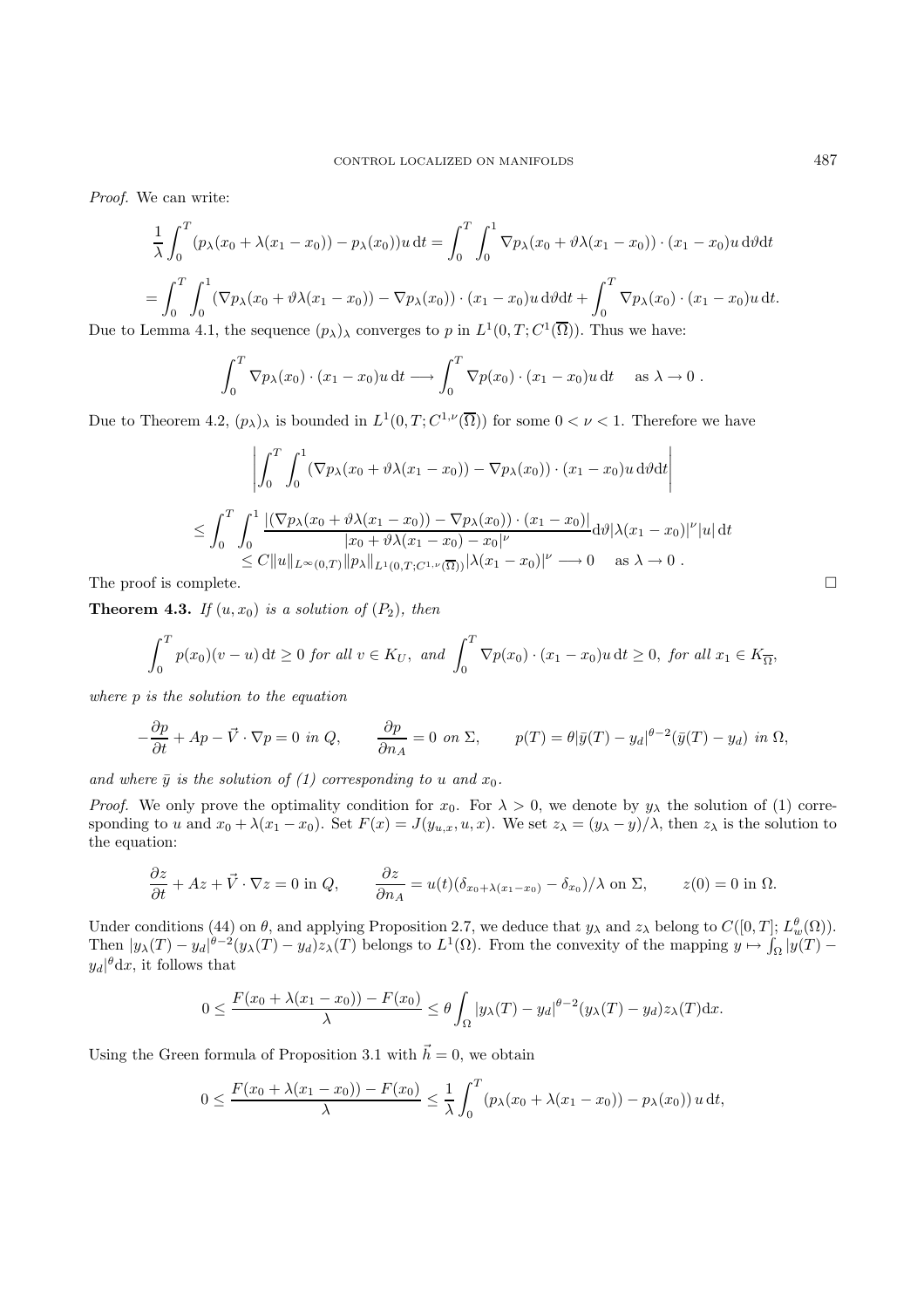*Proof.* We can write:

$$\frac{1}{\lambda}\int_0^T (p_\lambda(x_0+\lambda(x_1-x_0)) - p_\lambda(x_0))u\,\mathrm{d}t = \int_0^T\int_0^1 \nabla p_\lambda(x_0+\vartheta\lambda(x_1-x_0))\cdot(x_1-x_0)u\,\mathrm{d}\vartheta\mathrm{d}t$$

$$= \int_0^T\int_0^1 (\nabla p_\lambda(x_0+\vartheta\lambda(x_1-x_0)) - \nabla p_\lambda(x_0))\cdot(x_1-x_0)u\,\mathrm{d}\vartheta\mathrm{d}t + \int_0^T \nabla p_\lambda(x_0)\cdot(x_1-x_0)u\,\mathrm{d}t.$$

Due to Lemma 4.1, the sequence $(p_\lambda)_\lambda$ converges to $p$ in $L^1(0,T;C^1(\overline{\Omega}))$. Thus we have:

$$\int_0^T \nabla p_\lambda(x_0)\cdot(x_1-x_0)u\,\mathrm{d}t \longrightarrow \int_0^T \nabla p(x_0)\cdot(x_1-x_0)u\,\mathrm{d}t \quad \text{as } \lambda\to 0\ .$$

Due to Theorem 4.2, $(p_\lambda)_\lambda$ is bounded in $L^1(0,T;C^{1,\nu}(\overline{\Omega}))$ for some $0<\nu<1$. Therefore we have

$$\left|\int_0^T\int_0^1 (\nabla p_\lambda(x_0+\vartheta\lambda(x_1-x_0)) - \nabla p_\lambda(x_0))\cdot(x_1-x_0)u\,\mathrm{d}\vartheta\mathrm{d}t\right|$$

$$\leq \int_0^T\int_0^1 \frac{|(\nabla p_\lambda(x_0+\vartheta\lambda(x_1-x_0)) - \nabla p_\lambda(x_0))\cdot(x_1-x_0)|}{|x_0+\vartheta\lambda(x_1-x_0)-x_0|^\nu}\mathrm{d}\vartheta|\lambda(x_1-x_0)|^\nu|u|\,\mathrm{d}t$$
$$\leq C\|u\|_{L^\infty(0,T)}\|p_\lambda\|_{L^1(0,T;C^{1,\nu}(\overline{\Omega}))}|\lambda(x_1-x_0)|^\nu \longrightarrow 0 \quad \text{as } \lambda\to 0\ .$$

The proof is complete. □

**Theorem 4.3.** *If $(u,x_0)$ is a solution of $(P_2)$, then*

$$\int_0^T p(x_0)(v-u)\,\mathrm{d}t \geq 0 \text{ for all } v\in K_U, \text{ and } \int_0^T \nabla p(x_0)\cdot(x_1-x_0)u\,\mathrm{d}t \geq 0, \text{ for all } x_1\in K_{\overline{\Omega}},$$

*where $p$ is the solution to the equation*

$$-\frac{\partial p}{\partial t} + Ap - \vec{V}\cdot\nabla p = 0 \text{ in } Q, \qquad \frac{\partial p}{\partial n_A} = 0 \text{ on } \Sigma, \qquad p(T) = \theta|\bar{y}(T)-y_d|^{\theta-2}(\bar{y}(T)-y_d) \text{ in } \Omega,$$

*and where $\bar{y}$ is the solution of (1) corresponding to $u$ and $x_0$.*

*Proof.* We only prove the optimality condition for $x_0$. For $\lambda>0$, we denote by $y_\lambda$ the solution of (1) corresponding to $u$ and $x_0+\lambda(x_1-x_0)$. Set $F(x) = J(y_{u,x},u,x)$. We set $z_\lambda = (y_\lambda - y)/\lambda$, then $z_\lambda$ is the solution to the equation:

$$\frac{\partial z}{\partial t} + Az + \vec{V}\cdot\nabla z = 0 \text{ in } Q, \qquad \frac{\partial z}{\partial n_A} = u(t)(\delta_{x_0+\lambda(x_1-x_0)} - \delta_{x_0})/\lambda \text{ on } \Sigma, \qquad z(0)=0 \text{ in } \Omega.$$

Under conditions (44) on $\theta$, and applying Proposition 2.7, we deduce that $y_\lambda$ and $z_\lambda$ belong to $C([0,T];L^\theta_w(\Omega))$. Then $|y_\lambda(T)-y_d|^{\theta-2}(y_\lambda(T)-y_d)z_\lambda(T)$ belongs to $L^1(\Omega)$. From the convexity of the mapping $y\mapsto\int_\Omega|y(T)-y_d|^\theta\mathrm{d}x$, it follows that

$$0\leq\frac{F(x_0+\lambda(x_1-x_0))-F(x_0)}{\lambda}\leq\theta\int_\Omega|y_\lambda(T)-y_d|^{\theta-2}(y_\lambda(T)-y_d)z_\lambda(T)\mathrm{d}x.$$

Using the Green formula of Proposition 3.1 with $\vec{h}=0$, we obtain

$$0\leq\frac{F(x_0+\lambda(x_1-x_0))-F(x_0)}{\lambda}\leq\frac{1}{\lambda}\int_0^T(p_\lambda(x_0+\lambda(x_1-x_0))-p_\lambda(x_0))\,u\,\mathrm{d}t,$$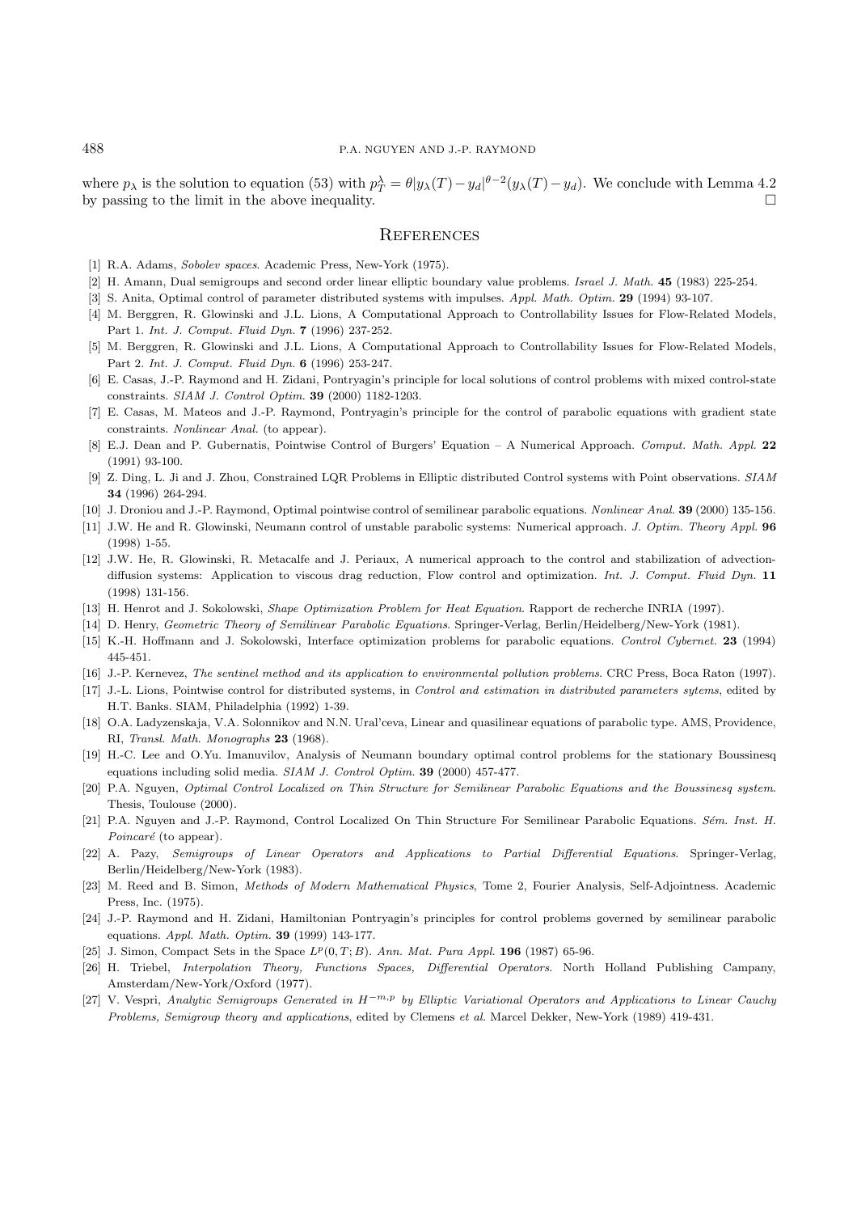where $p_\lambda$ is the solution to equation (53) with $p_T^\lambda = \theta|y_\lambda(T) - y_d|^{\theta-2}(y_\lambda(T) - y_d)$. We conclude with Lemma 4.2 by passing to the limit in the above inequality. □

## References

[1] R.A. Adams, *Sobolev spaces*. Academic Press, New-York (1975).

[2] H. Amann, Dual semigroups and second order linear elliptic boundary value problems. *Israel J. Math.* **45** (1983) 225-254.

[3] S. Anita, Optimal control of parameter distributed systems with impulses. *Appl. Math. Optim.* **29** (1994) 93-107.

[4] M. Berggren, R. Glowinski and J.L. Lions, A Computational Approach to Controllability Issues for Flow-Related Models, Part 1. *Int. J. Comput. Fluid Dyn.* **7** (1996) 237-252.

[5] M. Berggren, R. Glowinski and J.L. Lions, A Computational Approach to Controllability Issues for Flow-Related Models, Part 2. *Int. J. Comput. Fluid Dyn.* **6** (1996) 253-247.

[6] E. Casas, J.-P. Raymond and H. Zidani, Pontryagin's principle for local solutions of control problems with mixed control-state constraints. *SIAM J. Control Optim.* **39** (2000) 1182-1203.

[7] E. Casas, M. Mateos and J.-P. Raymond, Pontryagin's principle for the control of parabolic equations with gradient state constraints. *Nonlinear Anal.* (to appear).

[8] E.J. Dean and P. Gubernatis, Pointwise Control of Burgers' Equation – A Numerical Approach. *Comput. Math. Appl.* **22** (1991) 93-100.

[9] Z. Ding, L. Ji and J. Zhou, Constrained LQR Problems in Elliptic distributed Control systems with Point observations. *SIAM* **34** (1996) 264-294.

[10] J. Droniou and J.-P. Raymond, Optimal pointwise control of semilinear parabolic equations. *Nonlinear Anal.* **39** (2000) 135-156.

[11] J.W. He and R. Glowinski, Neumann control of unstable parabolic systems: Numerical approach. *J. Optim. Theory Appl.* **96** (1998) 1-55.

[12] J.W. He, R. Glowinski, R. Metacalfe and J. Periaux, A numerical approach to the control and stabilization of advection-diffusion systems: Application to viscous drag reduction, Flow control and optimization. *Int. J. Comput. Fluid Dyn.* **11** (1998) 131-156.

[13] H. Henrot and J. Sokolowski, *Shape Optimization Problem for Heat Equation*. Rapport de recherche INRIA (1997).

[14] D. Henry, *Geometric Theory of Semilinear Parabolic Equations*. Springer-Verlag, Berlin/Heidelberg/New-York (1981).

[15] K.-H. Hoffmann and J. Sokolowski, Interface optimization problems for parabolic equations. *Control Cybernet.* **23** (1994) 445-451.

[16] J.-P. Kernevez, *The sentinel method and its application to environmental pollution problems*. CRC Press, Boca Raton (1997).

[17] J.-L. Lions, Pointwise control for distributed systems, in *Control and estimation in distributed parameters sytems*, edited by H.T. Banks. SIAM, Philadelphia (1992) 1-39.

[18] O.A. Ladyzenskaja, V.A. Solonnikov and N.N. Ural'ceva, Linear and quasilinear equations of parabolic type. AMS, Providence, RI, *Transl. Math. Monographs* **23** (1968).

[19] H.-C. Lee and O.Yu. Imanuvilov, Analysis of Neumann boundary optimal control problems for the stationary Boussinesq equations including solid media. *SIAM J. Control Optim.* **39** (2000) 457-477.

[20] P.A. Nguyen, *Optimal Control Localized on Thin Structure for Semilinear Parabolic Equations and the Boussinesq system*. Thesis, Toulouse (2000).

[21] P.A. Nguyen and J.-P. Raymond, Control Localized On Thin Structure For Semilinear Parabolic Equations. *Sém. Inst. H. Poincaré* (to appear).

[22] A. Pazy, *Semigroups of Linear Operators and Applications to Partial Differential Equations*. Springer-Verlag, Berlin/Heidelberg/New-York (1983).

[23] M. Reed and B. Simon, *Methods of Modern Mathematical Physics*, Tome 2, Fourier Analysis, Self-Adjointness. Academic Press, Inc. (1975).

[24] J.-P. Raymond and H. Zidani, Hamiltonian Pontryagin's principles for control problems governed by semilinear parabolic equations. *Appl. Math. Optim.* **39** (1999) 143-177.

[25] J. Simon, Compact Sets in the Space $L^p(0,T;B)$. *Ann. Mat. Pura Appl.* **196** (1987) 65-96.

[26] H. Triebel, *Interpolation Theory, Functions Spaces, Differential Operators*. North Holland Publishing Campany, Amsterdam/New-York/Oxford (1977).

[27] V. Vespri, *Analytic Semigroups Generated in $H^{-m,p}$ by Elliptic Variational Operators and Applications to Linear Cauchy Problems, Semigroup theory and applications*, edited by Clemens *et al.* Marcel Dekker, New-York (1989) 419-431.